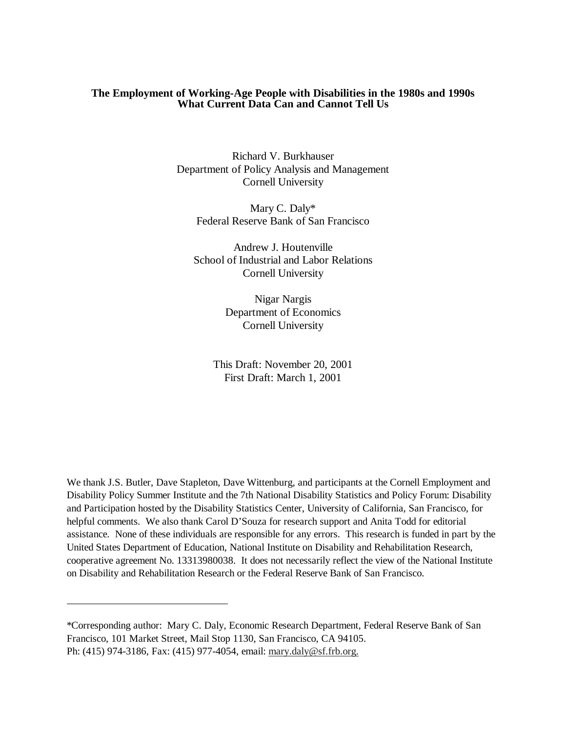# The Employment of Working-Age People with Disabilities in the 1980s and 1990s What Current Data Can and Cannot Tell Us

Richard V. Burkhauser
Department of Policy Analysis and Management
Cornell University

Mary C. Daly*
Federal Reserve Bank of San Francisco

Andrew J. Houtenville
School of Industrial and Labor Relations
Cornell University

Nigar Nargis
Department of Economics
Cornell University

This Draft: November 20, 2001
First Draft: March 1, 2001

We thank J.S. Butler, Dave Stapleton, Dave Wittenburg, and participants at the Cornell Employment and Disability Policy Summer Institute and the 7th National Disability Statistics and Policy Forum: Disability and Participation hosted by the Disability Statistics Center, University of California, San Francisco, for helpful comments. We also thank Carol D'Souza for research support and Anita Todd for editorial assistance. None of these individuals are responsible for any errors. This research is funded in part by the United States Department of Education, National Institute on Disability and Rehabilitation Research, cooperative agreement No. 13313980038. It does not necessarily reflect the view of the National Institute on Disability and Rehabilitation Research or the Federal Reserve Bank of San Francisco.

---

*Corresponding author: Mary C. Daly, Economic Research Department, Federal Reserve Bank of San Francisco, 101 Market Street, Mail Stop 1130, San Francisco, CA 94105.
Ph: (415) 974-3186, Fax: (415) 977-4054, email: mary.daly@sf.frb.org.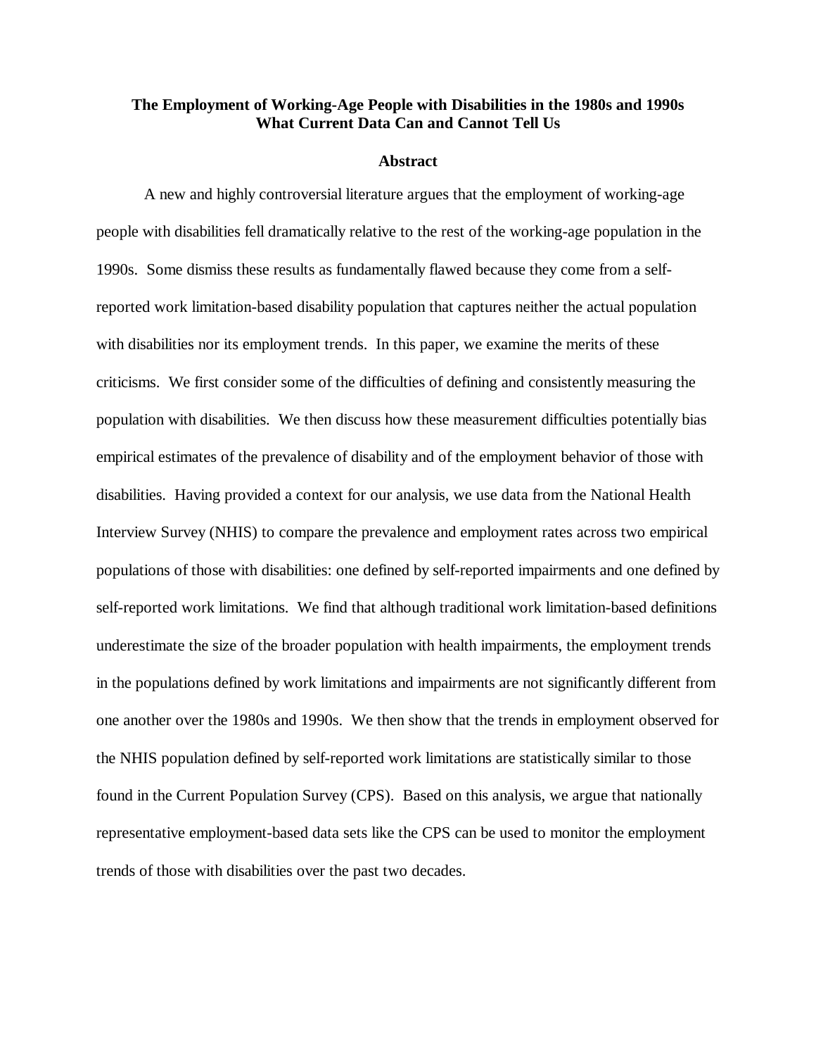**The Employment of Working-Age People with Disabilities in the 1980s and 1990s What Current Data Can and Cannot Tell Us**

**Abstract**

A new and highly controversial literature argues that the employment of working-age people with disabilities fell dramatically relative to the rest of the working-age population in the 1990s. Some dismiss these results as fundamentally flawed because they come from a self-reported work limitation-based disability population that captures neither the actual population with disabilities nor its employment trends. In this paper, we examine the merits of these criticisms. We first consider some of the difficulties of defining and consistently measuring the population with disabilities. We then discuss how these measurement difficulties potentially bias empirical estimates of the prevalence of disability and of the employment behavior of those with disabilities. Having provided a context for our analysis, we use data from the National Health Interview Survey (NHIS) to compare the prevalence and employment rates across two empirical populations of those with disabilities: one defined by self-reported impairments and one defined by self-reported work limitations. We find that although traditional work limitation-based definitions underestimate the size of the broader population with health impairments, the employment trends in the populations defined by work limitations and impairments are not significantly different from one another over the 1980s and 1990s. We then show that the trends in employment observed for the NHIS population defined by self-reported work limitations are statistically similar to those found in the Current Population Survey (CPS). Based on this analysis, we argue that nationally representative employment-based data sets like the CPS can be used to monitor the employment trends of those with disabilities over the past two decades.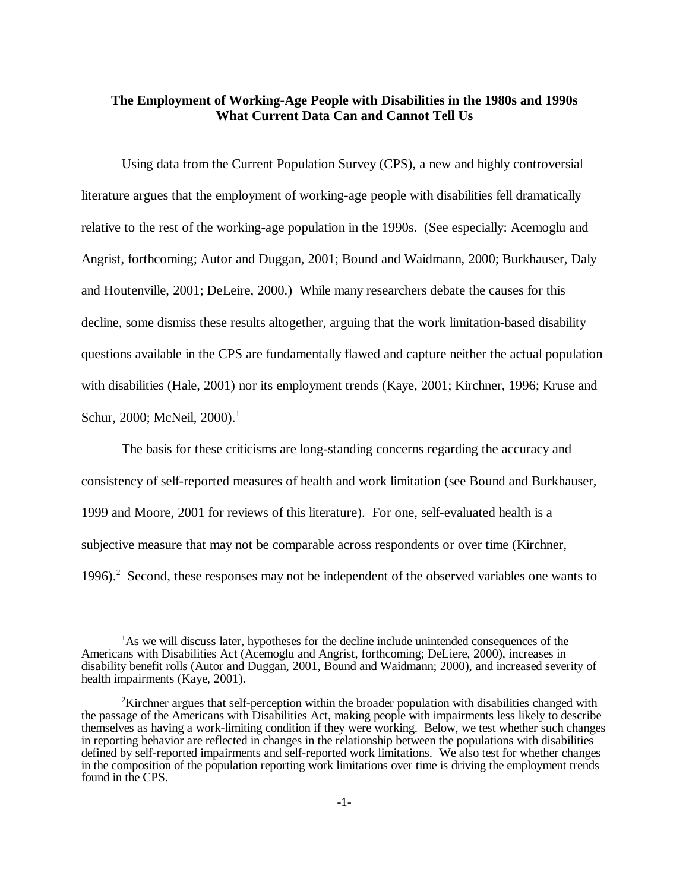**The Employment of Working-Age People with Disabilities in the 1980s and 1990s What Current Data Can and Cannot Tell Us**

Using data from the Current Population Survey (CPS), a new and highly controversial literature argues that the employment of working-age people with disabilities fell dramatically relative to the rest of the working-age population in the 1990s. (See especially: Acemoglu and Angrist, forthcoming; Autor and Duggan, 2001; Bound and Waidmann, 2000; Burkhauser, Daly and Houtenville, 2001; DeLeire, 2000.) While many researchers debate the causes for this decline, some dismiss these results altogether, arguing that the work limitation-based disability questions available in the CPS are fundamentally flawed and capture neither the actual population with disabilities (Hale, 2001) nor its employment trends (Kaye, 2001; Kirchner, 1996; Kruse and Schur, 2000; McNeil, 2000).[1]

The basis for these criticisms are long-standing concerns regarding the accuracy and consistency of self-reported measures of health and work limitation (see Bound and Burkhauser, 1999 and Moore, 2001 for reviews of this literature). For one, self-evaluated health is a subjective measure that may not be comparable across respondents or over time (Kirchner, 1996).[2] Second, these responses may not be independent of the observed variables one wants to

[1] As we will discuss later, hypotheses for the decline include unintended consequences of the Americans with Disabilities Act (Acemoglu and Angrist, forthcoming; DeLiere, 2000), increases in disability benefit rolls (Autor and Duggan, 2001, Bound and Waidmann; 2000), and increased severity of health impairments (Kaye, 2001).

[2] Kirchner argues that self-perception within the broader population with disabilities changed with the passage of the Americans with Disabilities Act, making people with impairments less likely to describe themselves as having a work-limiting condition if they were working. Below, we test whether such changes in reporting behavior are reflected in changes in the relationship between the populations with disabilities defined by self-reported impairments and self-reported work limitations. We also test for whether changes in the composition of the population reporting work limitations over time is driving the employment trends found in the CPS.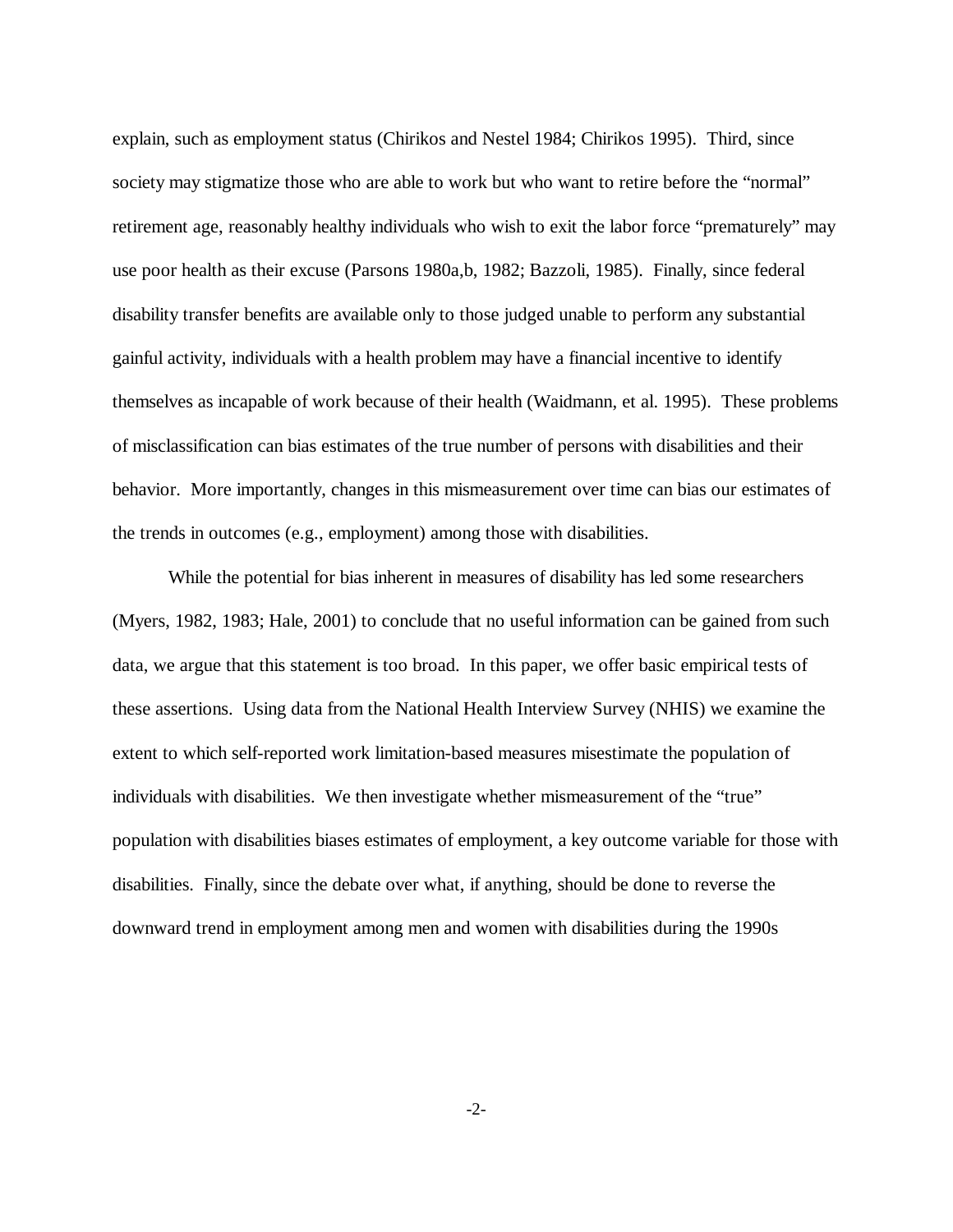explain, such as employment status (Chirikos and Nestel 1984; Chirikos 1995). Third, since society may stigmatize those who are able to work but who want to retire before the "normal" retirement age, reasonably healthy individuals who wish to exit the labor force "prematurely" may use poor health as their excuse (Parsons 1980a,b, 1982; Bazzoli, 1985). Finally, since federal disability transfer benefits are available only to those judged unable to perform any substantial gainful activity, individuals with a health problem may have a financial incentive to identify themselves as incapable of work because of their health (Waidmann, et al. 1995). These problems of misclassification can bias estimates of the true number of persons with disabilities and their behavior. More importantly, changes in this mismeasurement over time can bias our estimates of the trends in outcomes (e.g., employment) among those with disabilities.

While the potential for bias inherent in measures of disability has led some researchers (Myers, 1982, 1983; Hale, 2001) to conclude that no useful information can be gained from such data, we argue that this statement is too broad. In this paper, we offer basic empirical tests of these assertions. Using data from the National Health Interview Survey (NHIS) we examine the extent to which self-reported work limitation-based measures misestimate the population of individuals with disabilities. We then investigate whether mismeasurement of the "true" population with disabilities biases estimates of employment, a key outcome variable for those with disabilities. Finally, since the debate over what, if anything, should be done to reverse the downward trend in employment among men and women with disabilities during the 1990s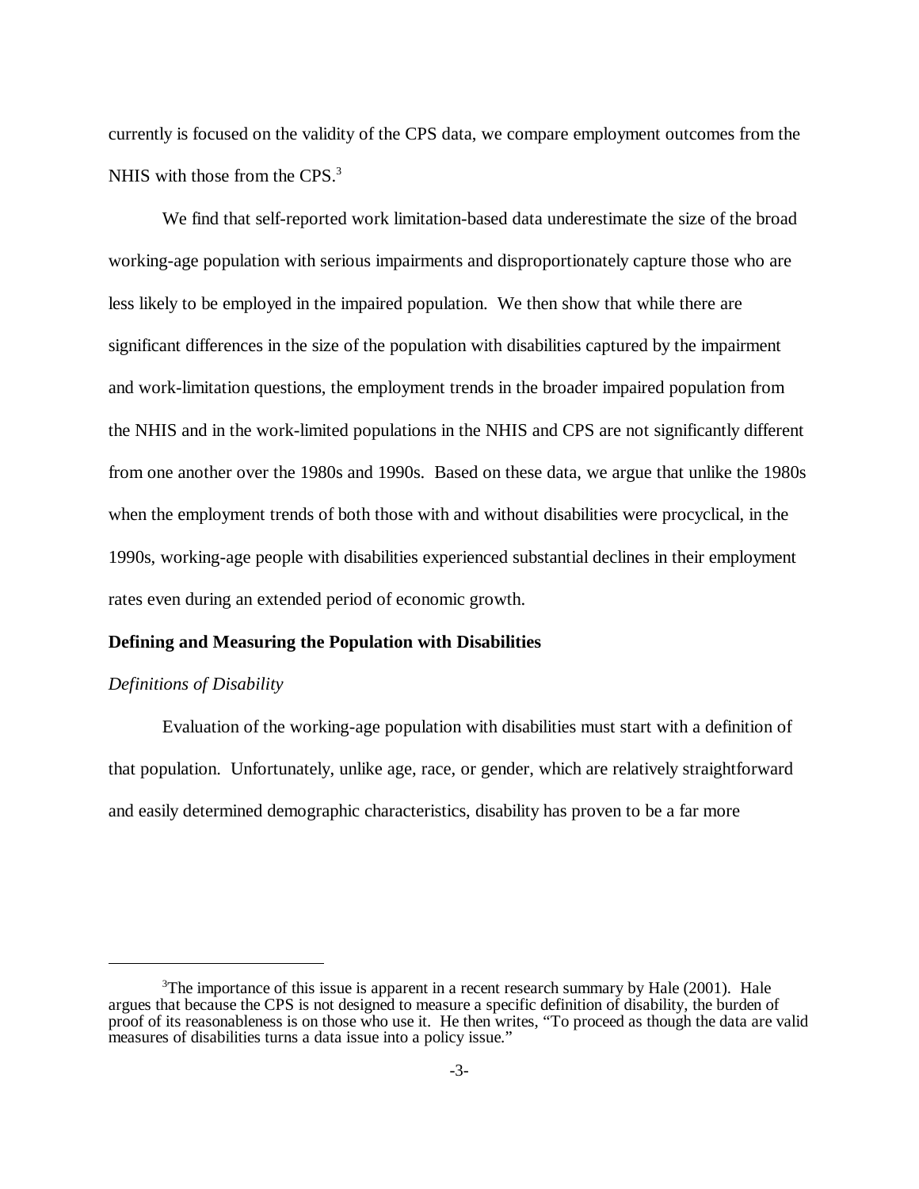currently is focused on the validity of the CPS data, we compare employment outcomes from the NHIS with those from the CPS.[3]

We find that self-reported work limitation-based data underestimate the size of the broad working-age population with serious impairments and disproportionately capture those who are less likely to be employed in the impaired population. We then show that while there are significant differences in the size of the population with disabilities captured by the impairment and work-limitation questions, the employment trends in the broader impaired population from the NHIS and in the work-limited populations in the NHIS and CPS are not significantly different from one another over the 1980s and 1990s. Based on these data, we argue that unlike the 1980s when the employment trends of both those with and without disabilities were procyclical, in the 1990s, working-age people with disabilities experienced substantial declines in their employment rates even during an extended period of economic growth.

## Defining and Measuring the Population with Disabilities

### *Definitions of Disability*

Evaluation of the working-age population with disabilities must start with a definition of that population. Unfortunately, unlike age, race, or gender, which are relatively straightforward and easily determined demographic characteristics, disability has proven to be a far more

[3] The importance of this issue is apparent in a recent research summary by Hale (2001). Hale argues that because the CPS is not designed to measure a specific definition of disability, the burden of proof of its reasonableness is on those who use it. He then writes, "To proceed as though the data are valid measures of disabilities turns a data issue into a policy issue."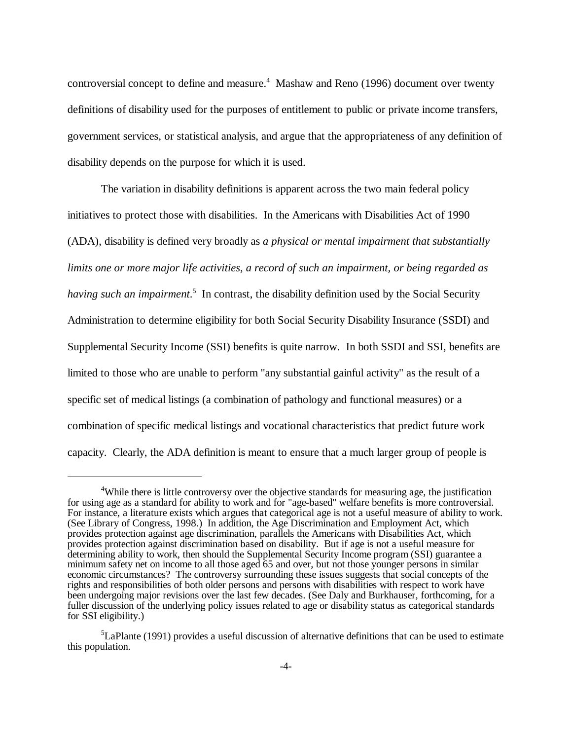controversial concept to define and measure.[4] Mashaw and Reno (1996) document over twenty definitions of disability used for the purposes of entitlement to public or private income transfers, government services, or statistical analysis, and argue that the appropriateness of any definition of disability depends on the purpose for which it is used.

The variation in disability definitions is apparent across the two main federal policy initiatives to protect those with disabilities. In the Americans with Disabilities Act of 1990 (ADA), disability is defined very broadly as *a physical or mental impairment that substantially limits one or more major life activities, a record of such an impairment, or being regarded as having such an impairment*.[5] In contrast, the disability definition used by the Social Security Administration to determine eligibility for both Social Security Disability Insurance (SSDI) and Supplemental Security Income (SSI) benefits is quite narrow. In both SSDI and SSI, benefits are limited to those who are unable to perform "any substantial gainful activity" as the result of a specific set of medical listings (a combination of pathology and functional measures) or a combination of specific medical listings and vocational characteristics that predict future work capacity. Clearly, the ADA definition is meant to ensure that a much larger group of people is

---

[4]While there is little controversy over the objective standards for measuring age, the justification for using age as a standard for ability to work and for "age-based" welfare benefits is more controversial. For instance, a literature exists which argues that categorical age is not a useful measure of ability to work. (See Library of Congress, 1998.) In addition, the Age Discrimination and Employment Act, which provides protection against age discrimination, parallels the Americans with Disabilities Act, which provides protection against discrimination based on disability. But if age is not a useful measure for determining ability to work, then should the Supplemental Security Income program (SSI) guarantee a minimum safety net on income to all those aged 65 and over, but not those younger persons in similar economic circumstances? The controversy surrounding these issues suggests that social concepts of the rights and responsibilities of both older persons and persons with disabilities with respect to work have been undergoing major revisions over the last few decades. (See Daly and Burkhauser, forthcoming, for a fuller discussion of the underlying policy issues related to age or disability status as categorical standards for SSI eligibility.)

[5]LaPlante (1991) provides a useful discussion of alternative definitions that can be used to estimate this population.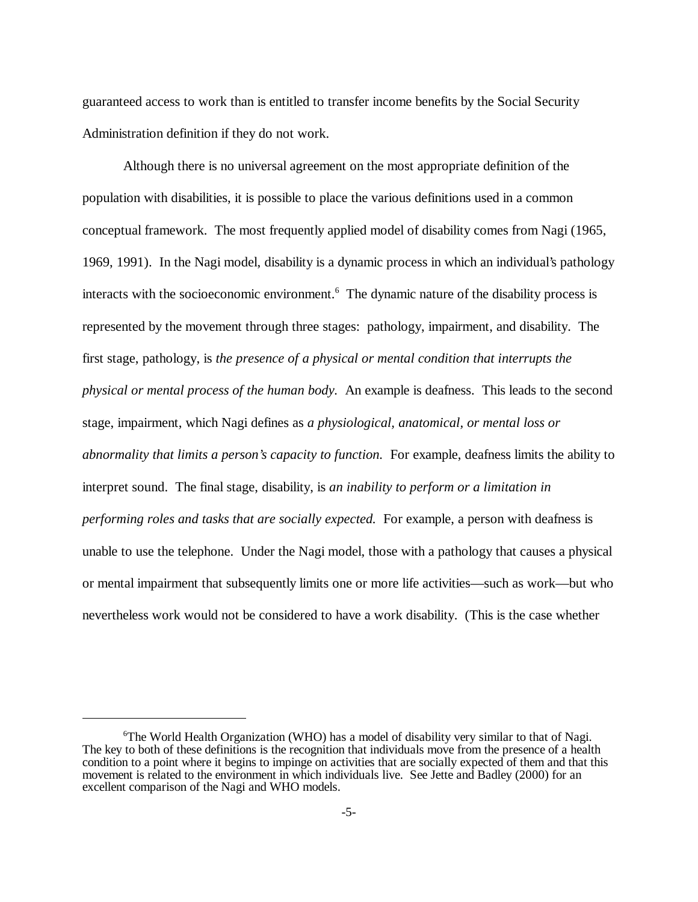guaranteed access to work than is entitled to transfer income benefits by the Social Security Administration definition if they do not work.

Although there is no universal agreement on the most appropriate definition of the population with disabilities, it is possible to place the various definitions used in a common conceptual framework. The most frequently applied model of disability comes from Nagi (1965, 1969, 1991). In the Nagi model, disability is a dynamic process in which an individual's pathology interacts with the socioeconomic environment.[6] The dynamic nature of the disability process is represented by the movement through three stages: pathology, impairment, and disability. The first stage, pathology, is *the presence of a physical or mental condition that interrupts the physical or mental process of the human body*. An example is deafness. This leads to the second stage, impairment, which Nagi defines as *a physiological, anatomical, or mental loss or abnormality that limits a person's capacity to function*. For example, deafness limits the ability to interpret sound. The final stage, disability, is *an inability to perform or a limitation in performing roles and tasks that are socially expected*. For example, a person with deafness is unable to use the telephone. Under the Nagi model, those with a pathology that causes a physical or mental impairment that subsequently limits one or more life activities—such as work—but who nevertheless work would not be considered to have a work disability. (This is the case whether

[6]The World Health Organization (WHO) has a model of disability very similar to that of Nagi. The key to both of these definitions is the recognition that individuals move from the presence of a health condition to a point where it begins to impinge on activities that are socially expected of them and that this movement is related to the environment in which individuals live. See Jette and Badley (2000) for an excellent comparison of the Nagi and WHO models.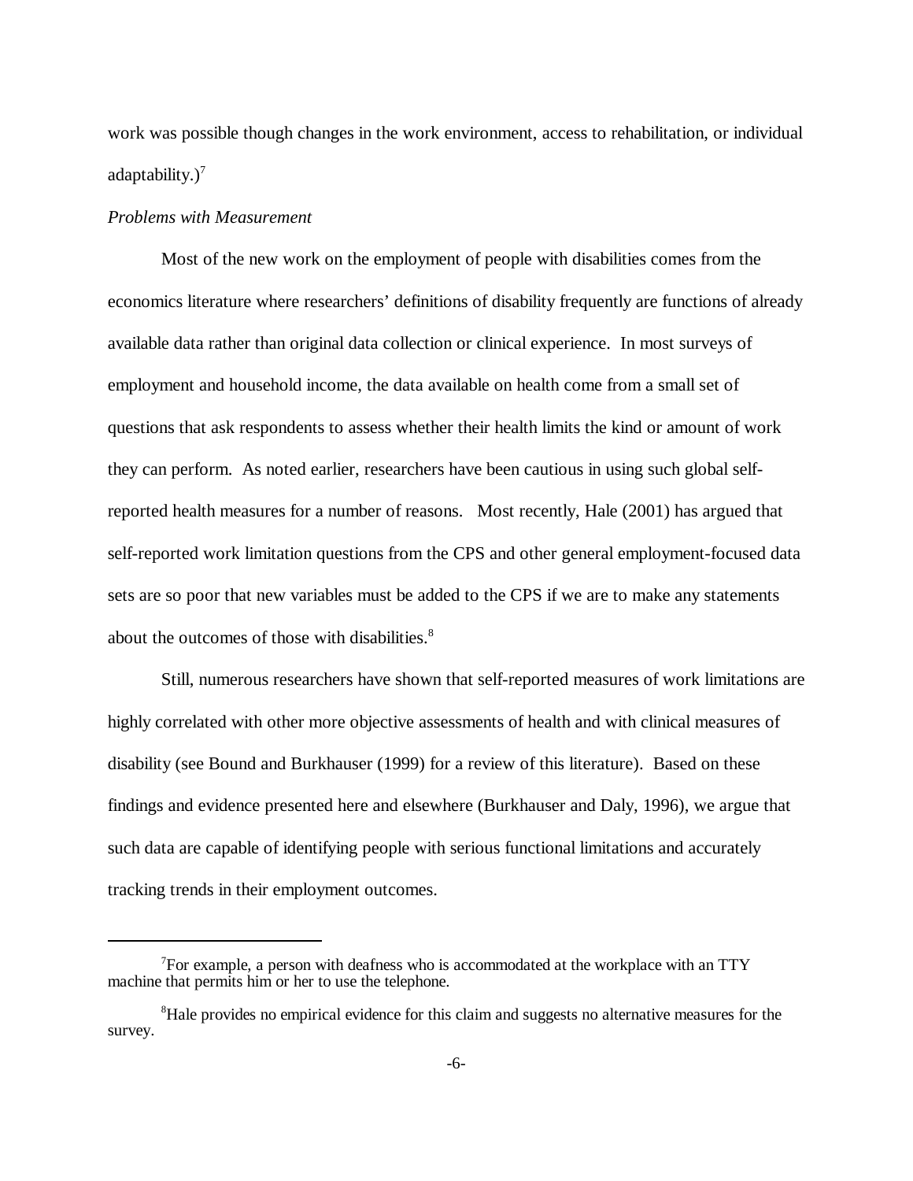work was possible though changes in the work environment, access to rehabilitation, or individual adaptability.)[7]

*Problems with Measurement*

Most of the new work on the employment of people with disabilities comes from the economics literature where researchers' definitions of disability frequently are functions of already available data rather than original data collection or clinical experience. In most surveys of employment and household income, the data available on health come from a small set of questions that ask respondents to assess whether their health limits the kind or amount of work they can perform. As noted earlier, researchers have been cautious in using such global self-reported health measures for a number of reasons. Most recently, Hale (2001) has argued that self-reported work limitation questions from the CPS and other general employment-focused data sets are so poor that new variables must be added to the CPS if we are to make any statements about the outcomes of those with disabilities.[8]

Still, numerous researchers have shown that self-reported measures of work limitations are highly correlated with other more objective assessments of health and with clinical measures of disability (see Bound and Burkhauser (1999) for a review of this literature). Based on these findings and evidence presented here and elsewhere (Burkhauser and Daly, 1996), we argue that such data are capable of identifying people with serious functional limitations and accurately tracking trends in their employment outcomes.

---

[7] For example, a person with deafness who is accommodated at the workplace with an TTY machine that permits him or her to use the telephone.

[8] Hale provides no empirical evidence for this claim and suggests no alternative measures for the survey.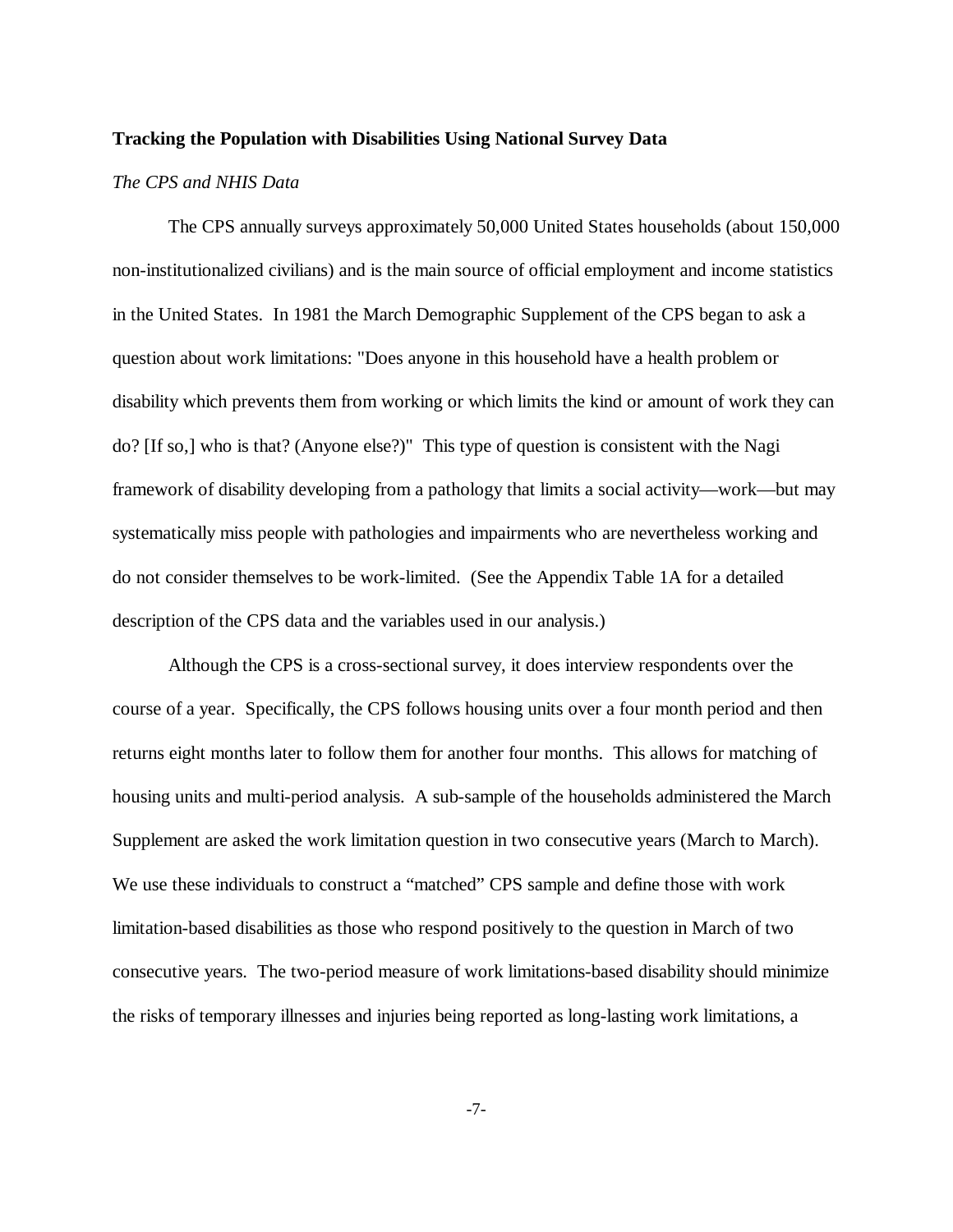**Tracking the Population with Disabilities Using National Survey Data**

*The CPS and NHIS Data*

The CPS annually surveys approximately 50,000 United States households (about 150,000 non-institutionalized civilians) and is the main source of official employment and income statistics in the United States. In 1981 the March Demographic Supplement of the CPS began to ask a question about work limitations: "Does anyone in this household have a health problem or disability which prevents them from working or which limits the kind or amount of work they can do? [If so,] who is that? (Anyone else?)" This type of question is consistent with the Nagi framework of disability developing from a pathology that limits a social activity—work—but may systematically miss people with pathologies and impairments who are nevertheless working and do not consider themselves to be work-limited. (See the Appendix Table 1A for a detailed description of the CPS data and the variables used in our analysis.)

Although the CPS is a cross-sectional survey, it does interview respondents over the course of a year. Specifically, the CPS follows housing units over a four month period and then returns eight months later to follow them for another four months. This allows for matching of housing units and multi-period analysis. A sub-sample of the households administered the March Supplement are asked the work limitation question in two consecutive years (March to March). We use these individuals to construct a "matched" CPS sample and define those with work limitation-based disabilities as those who respond positively to the question in March of two consecutive years. The two-period measure of work limitations-based disability should minimize the risks of temporary illnesses and injuries being reported as long-lasting work limitations, a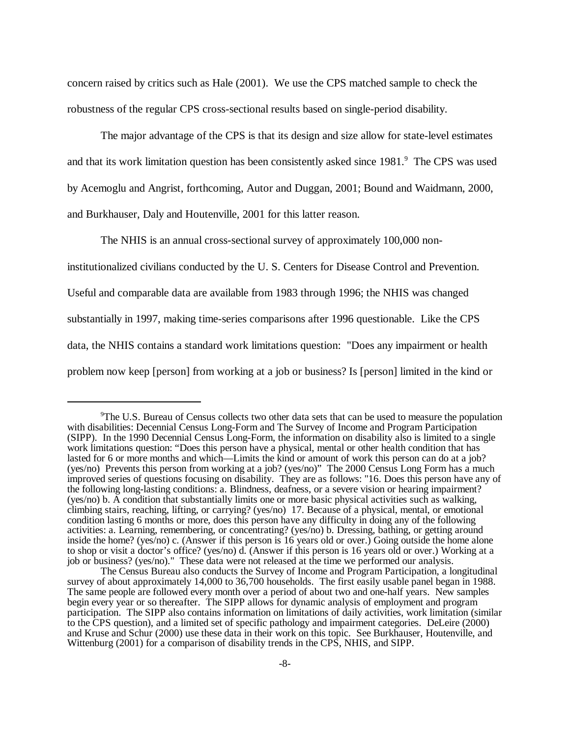concern raised by critics such as Hale (2001). We use the CPS matched sample to check the robustness of the regular CPS cross-sectional results based on single-period disability.

The major advantage of the CPS is that its design and size allow for state-level estimates and that its work limitation question has been consistently asked since 1981.[9] The CPS was used by Acemoglu and Angrist, forthcoming, Autor and Duggan, 2001; Bound and Waidmann, 2000, and Burkhauser, Daly and Houtenville, 2001 for this latter reason.

The NHIS is an annual cross-sectional survey of approximately 100,000 non-institutionalized civilians conducted by the U. S. Centers for Disease Control and Prevention. Useful and comparable data are available from 1983 through 1996; the NHIS was changed substantially in 1997, making time-series comparisons after 1996 questionable. Like the CPS data, the NHIS contains a standard work limitations question: "Does any impairment or health problem now keep [person] from working at a job or business? Is [person] limited in the kind or

---

[9]The U.S. Bureau of Census collects two other data sets that can be used to measure the population with disabilities: Decennial Census Long-Form and The Survey of Income and Program Participation (SIPP). In the 1990 Decennial Census Long-Form, the information on disability also is limited to a single work limitations question: "Does this person have a physical, mental or other health condition that has lasted for 6 or more months and which—Limits the kind or amount of work this person can do at a job? (yes/no) Prevents this person from working at a job? (yes/no)" The 2000 Census Long Form has a much improved series of questions focusing on disability. They are as follows: "16. Does this person have any of the following long-lasting conditions: a. Blindness, deafness, or a severe vision or hearing impairment? (yes/no) b. A condition that substantially limits one or more basic physical activities such as walking, climbing stairs, reaching, lifting, or carrying? (yes/no) 17. Because of a physical, mental, or emotional condition lasting 6 months or more, does this person have any difficulty in doing any of the following activities: a. Learning, remembering, or concentrating? (yes/no) b. Dressing, bathing, or getting around inside the home? (yes/no) c. (Answer if this person is 16 years old or over.) Going outside the home alone to shop or visit a doctor's office? (yes/no) d. (Answer if this person is 16 years old or over.) Working at a job or business? (yes/no)." These data were not released at the time we performed our analysis.

The Census Bureau also conducts the Survey of Income and Program Participation, a longitudinal survey of about approximately 14,000 to 36,700 households. The first easily usable panel began in 1988. The same people are followed every month over a period of about two and one-half years. New samples begin every year or so thereafter. The SIPP allows for dynamic analysis of employment and program participation. The SIPP also contains information on limitations of daily activities, work limitation (similar to the CPS question), and a limited set of specific pathology and impairment categories. DeLeire (2000) and Kruse and Schur (2000) use these data in their work on this topic. See Burkhauser, Houtenville, and Wittenburg (2001) for a comparison of disability trends in the CPS, NHIS, and SIPP.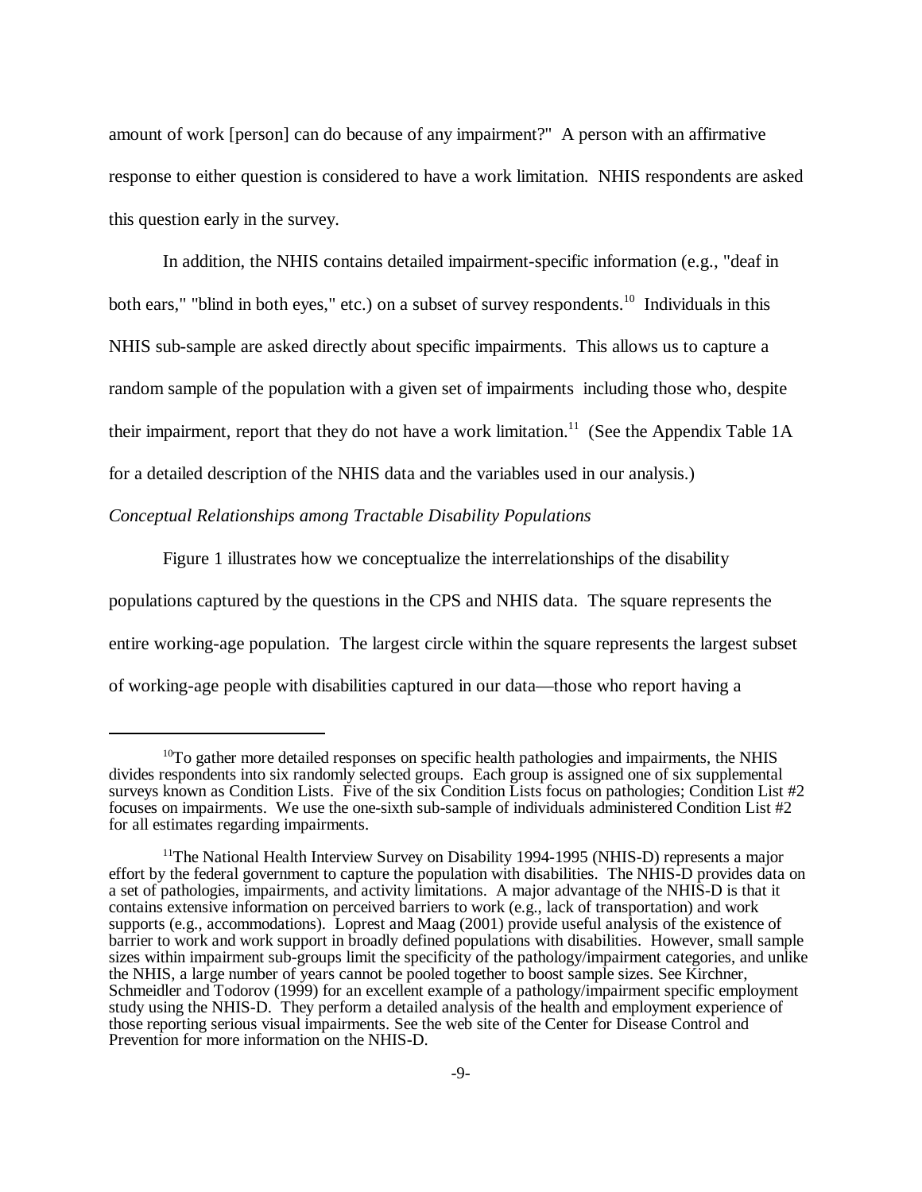amount of work [person] can do because of any impairment?" A person with an affirmative response to either question is considered to have a work limitation. NHIS respondents are asked this question early in the survey.

In addition, the NHIS contains detailed impairment-specific information (e.g., "deaf in both ears," "blind in both eyes," etc.) on a subset of survey respondents.[10] Individuals in this NHIS sub-sample are asked directly about specific impairments. This allows us to capture a random sample of the population with a given set of impairments including those who, despite their impairment, report that they do not have a work limitation.[11] (See the Appendix Table 1A for a detailed description of the NHIS data and the variables used in our analysis.)

*Conceptual Relationships among Tractable Disability Populations*

Figure 1 illustrates how we conceptualize the interrelationships of the disability populations captured by the questions in the CPS and NHIS data. The square represents the entire working-age population. The largest circle within the square represents the largest subset of working-age people with disabilities captured in our data—those who report having a

---

[10] To gather more detailed responses on specific health pathologies and impairments, the NHIS divides respondents into six randomly selected groups. Each group is assigned one of six supplemental surveys known as Condition Lists. Five of the six Condition Lists focus on pathologies; Condition List #2 focuses on impairments. We use the one-sixth sub-sample of individuals administered Condition List #2 for all estimates regarding impairments.

[11] The National Health Interview Survey on Disability 1994-1995 (NHIS-D) represents a major effort by the federal government to capture the population with disabilities. The NHIS-D provides data on a set of pathologies, impairments, and activity limitations. A major advantage of the NHIS-D is that it contains extensive information on perceived barriers to work (e.g., lack of transportation) and work supports (e.g., accommodations). Loprest and Maag (2001) provide useful analysis of the existence of barrier to work and work support in broadly defined populations with disabilities. However, small sample sizes within impairment sub-groups limit the specificity of the pathology/impairment categories, and unlike the NHIS, a large number of years cannot be pooled together to boost sample sizes. See Kirchner, Schmeidler and Todorov (1999) for an excellent example of a pathology/impairment specific employment study using the NHIS-D. They perform a detailed analysis of the health and employment experience of those reporting serious visual impairments. See the web site of the Center for Disease Control and Prevention for more information on the NHIS-D.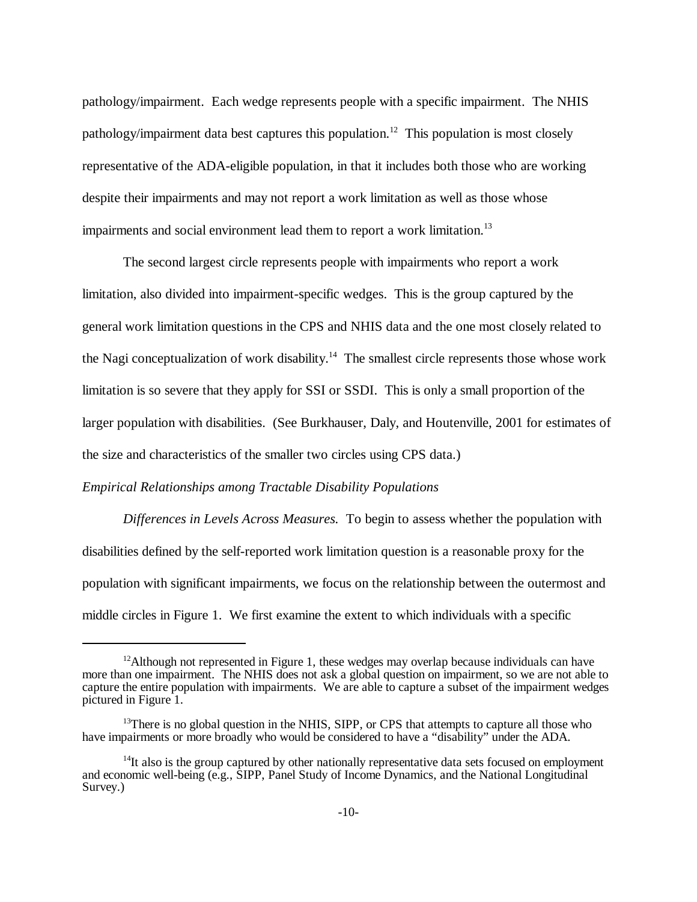pathology/impairment. Each wedge represents people with a specific impairment. The NHIS pathology/impairment data best captures this population.[12] This population is most closely representative of the ADA-eligible population, in that it includes both those who are working despite their impairments and may not report a work limitation as well as those whose impairments and social environment lead them to report a work limitation.[13]

The second largest circle represents people with impairments who report a work limitation, also divided into impairment-specific wedges. This is the group captured by the general work limitation questions in the CPS and NHIS data and the one most closely related to the Nagi conceptualization of work disability.[14] The smallest circle represents those whose work limitation is so severe that they apply for SSI or SSDI. This is only a small proportion of the larger population with disabilities. (See Burkhauser, Daly, and Houtenville, 2001 for estimates of the size and characteristics of the smaller two circles using CPS data.)

*Empirical Relationships among Tractable Disability Populations*

*Differences in Levels Across Measures.* To begin to assess whether the population with disabilities defined by the self-reported work limitation question is a reasonable proxy for the population with significant impairments, we focus on the relationship between the outermost and middle circles in Figure 1. We first examine the extent to which individuals with a specific

---

[12] Although not represented in Figure 1, these wedges may overlap because individuals can have more than one impairment. The NHIS does not ask a global question on impairment, so we are not able to capture the entire population with impairments. We are able to capture a subset of the impairment wedges pictured in Figure 1.

[13] There is no global question in the NHIS, SIPP, or CPS that attempts to capture all those who have impairments or more broadly who would be considered to have a "disability" under the ADA.

[14] It also is the group captured by other nationally representative data sets focused on employment and economic well-being (e.g., SIPP, Panel Study of Income Dynamics, and the National Longitudinal Survey.)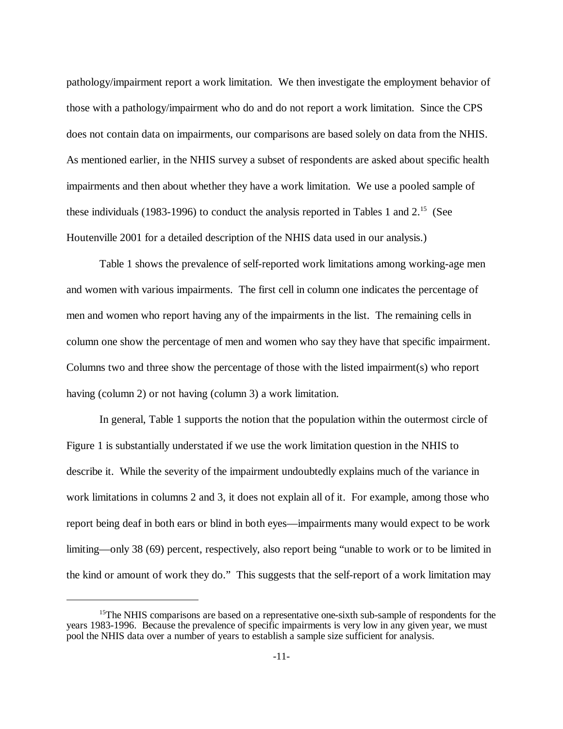pathology/impairment report a work limitation. We then investigate the employment behavior of those with a pathology/impairment who do and do not report a work limitation. Since the CPS does not contain data on impairments, our comparisons are based solely on data from the NHIS. As mentioned earlier, in the NHIS survey a subset of respondents are asked about specific health impairments and then about whether they have a work limitation. We use a pooled sample of these individuals (1983-1996) to conduct the analysis reported in Tables 1 and 2.[15] (See Houtenville 2001 for a detailed description of the NHIS data used in our analysis.)

Table 1 shows the prevalence of self-reported work limitations among working-age men and women with various impairments. The first cell in column one indicates the percentage of men and women who report having any of the impairments in the list. The remaining cells in column one show the percentage of men and women who say they have that specific impairment. Columns two and three show the percentage of those with the listed impairment(s) who report having (column 2) or not having (column 3) a work limitation.

In general, Table 1 supports the notion that the population within the outermost circle of Figure 1 is substantially understated if we use the work limitation question in the NHIS to describe it. While the severity of the impairment undoubtedly explains much of the variance in work limitations in columns 2 and 3, it does not explain all of it. For example, among those who report being deaf in both ears or blind in both eyes—impairments many would expect to be work limiting—only 38 (69) percent, respectively, also report being "unable to work or to be limited in the kind or amount of work they do." This suggests that the self-report of a work limitation may

[15]The NHIS comparisons are based on a representative one-sixth sub-sample of respondents for the years 1983-1996. Because the prevalence of specific impairments is very low in any given year, we must pool the NHIS data over a number of years to establish a sample size sufficient for analysis.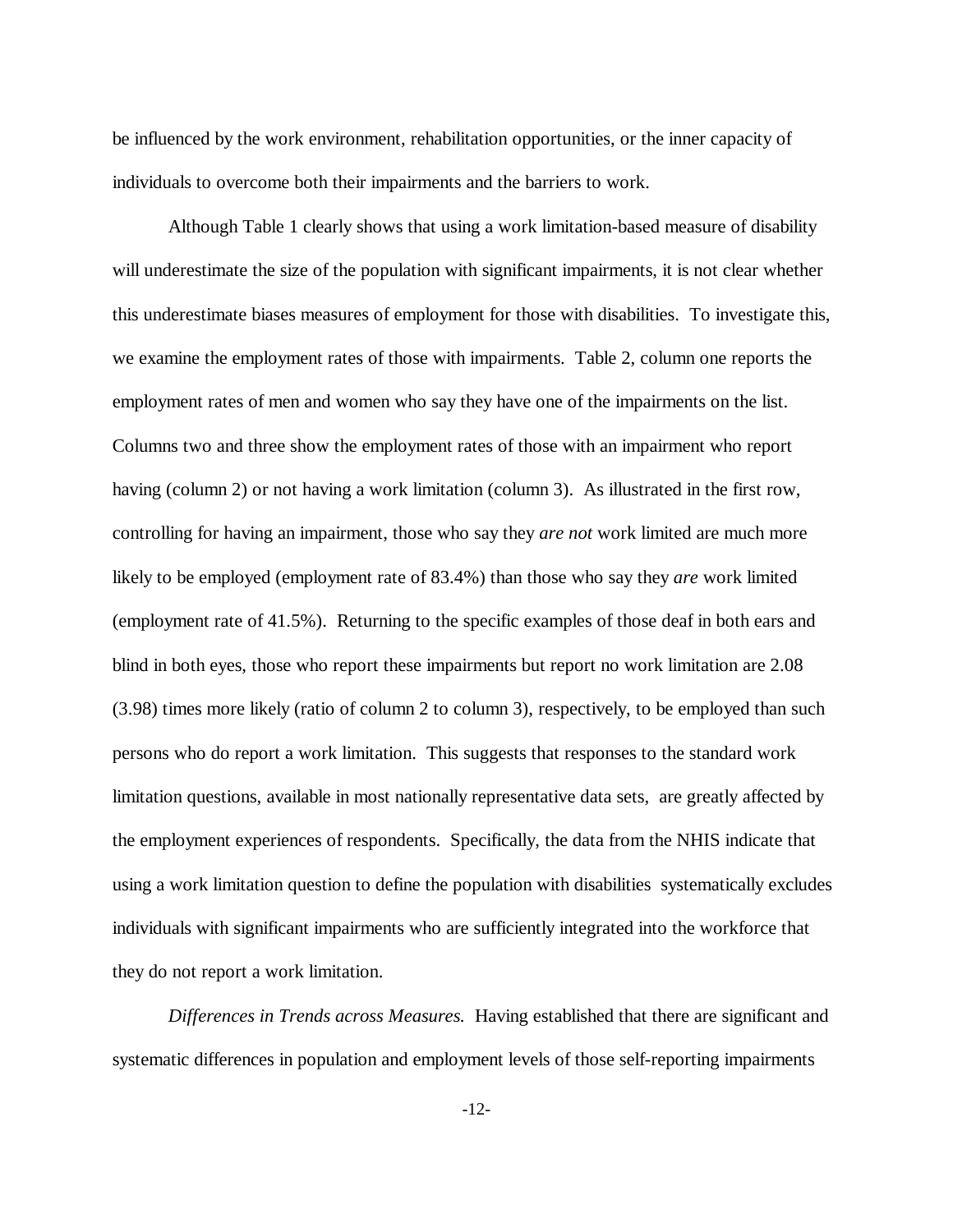be influenced by the work environment, rehabilitation opportunities, or the inner capacity of individuals to overcome both their impairments and the barriers to work.

Although Table 1 clearly shows that using a work limitation-based measure of disability will underestimate the size of the population with significant impairments, it is not clear whether this underestimate biases measures of employment for those with disabilities. To investigate this, we examine the employment rates of those with impairments. Table 2, column one reports the employment rates of men and women who say they have one of the impairments on the list. Columns two and three show the employment rates of those with an impairment who report having (column 2) or not having a work limitation (column 3). As illustrated in the first row, controlling for having an impairment, those who say they *are not* work limited are much more likely to be employed (employment rate of 83.4%) than those who say they *are* work limited (employment rate of 41.5%). Returning to the specific examples of those deaf in both ears and blind in both eyes, those who report these impairments but report no work limitation are 2.08 (3.98) times more likely (ratio of column 2 to column 3), respectively, to be employed than such persons who do report a work limitation. This suggests that responses to the standard work limitation questions, available in most nationally representative data sets, are greatly affected by the employment experiences of respondents. Specifically, the data from the NHIS indicate that using a work limitation question to define the population with disabilities systematically excludes individuals with significant impairments who are sufficiently integrated into the workforce that they do not report a work limitation.

*Differences in Trends across Measures.* Having established that there are significant and systematic differences in population and employment levels of those self-reporting impairments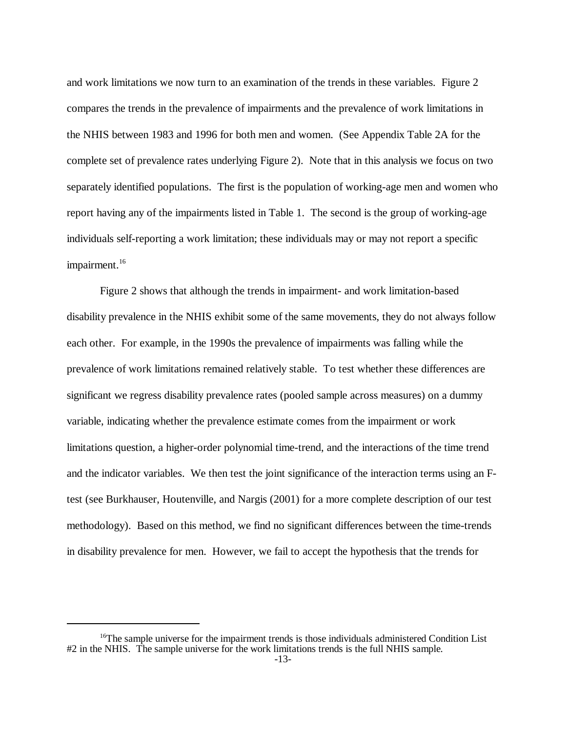and work limitations we now turn to an examination of the trends in these variables. Figure 2 compares the trends in the prevalence of impairments and the prevalence of work limitations in the NHIS between 1983 and 1996 for both men and women. (See Appendix Table 2A for the complete set of prevalence rates underlying Figure 2). Note that in this analysis we focus on two separately identified populations. The first is the population of working-age men and women who report having any of the impairments listed in Table 1. The second is the group of working-age individuals self-reporting a work limitation; these individuals may or may not report a specific impairment.[16]

Figure 2 shows that although the trends in impairment- and work limitation-based disability prevalence in the NHIS exhibit some of the same movements, they do not always follow each other. For example, in the 1990s the prevalence of impairments was falling while the prevalence of work limitations remained relatively stable. To test whether these differences are significant we regress disability prevalence rates (pooled sample across measures) on a dummy variable, indicating whether the prevalence estimate comes from the impairment or work limitations question, a higher-order polynomial time-trend, and the interactions of the time trend and the indicator variables. We then test the joint significance of the interaction terms using an F-test (see Burkhauser, Houtenville, and Nargis (2001) for a more complete description of our test methodology). Based on this method, we find no significant differences between the time-trends in disability prevalence for men. However, we fail to accept the hypothesis that the trends for

[16] The sample universe for the impairment trends is those individuals administered Condition List #2 in the NHIS. The sample universe for the work limitations trends is the full NHIS sample.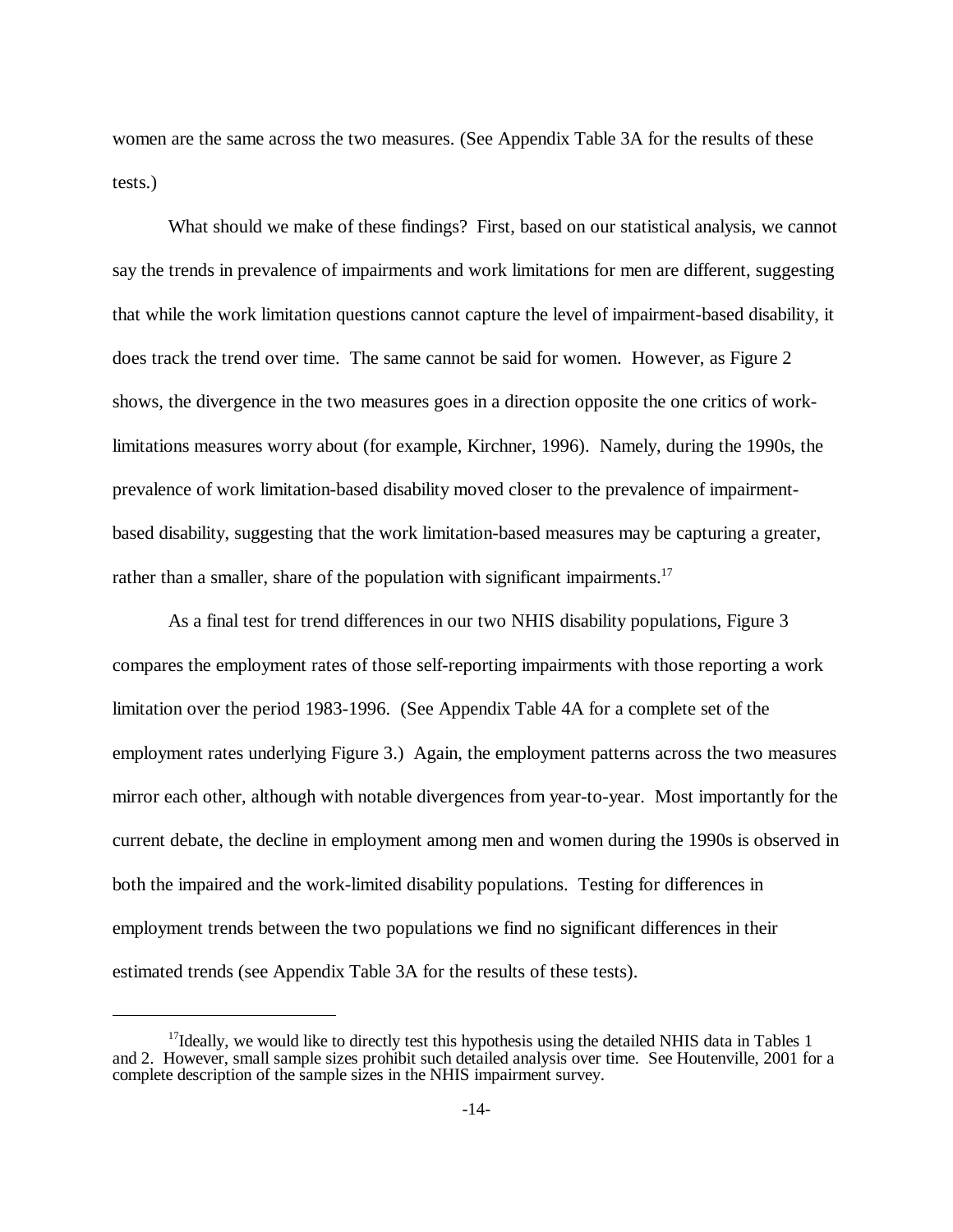women are the same across the two measures. (See Appendix Table 3A for the results of these tests.)

What should we make of these findings? First, based on our statistical analysis, we cannot say the trends in prevalence of impairments and work limitations for men are different, suggesting that while the work limitation questions cannot capture the level of impairment-based disability, it does track the trend over time. The same cannot be said for women. However, as Figure 2 shows, the divergence in the two measures goes in a direction opposite the one critics of work-limitations measures worry about (for example, Kirchner, 1996). Namely, during the 1990s, the prevalence of work limitation-based disability moved closer to the prevalence of impairment-based disability, suggesting that the work limitation-based measures may be capturing a greater, rather than a smaller, share of the population with significant impairments.[17]

As a final test for trend differences in our two NHIS disability populations, Figure 3 compares the employment rates of those self-reporting impairments with those reporting a work limitation over the period 1983-1996. (See Appendix Table 4A for a complete set of the employment rates underlying Figure 3.) Again, the employment patterns across the two measures mirror each other, although with notable divergences from year-to-year. Most importantly for the current debate, the decline in employment among men and women during the 1990s is observed in both the impaired and the work-limited disability populations. Testing for differences in employment trends between the two populations we find no significant differences in their estimated trends (see Appendix Table 3A for the results of these tests).

---

[17] Ideally, we would like to directly test this hypothesis using the detailed NHIS data in Tables 1 and 2. However, small sample sizes prohibit such detailed analysis over time. See Houtenville, 2001 for a complete description of the sample sizes in the NHIS impairment survey.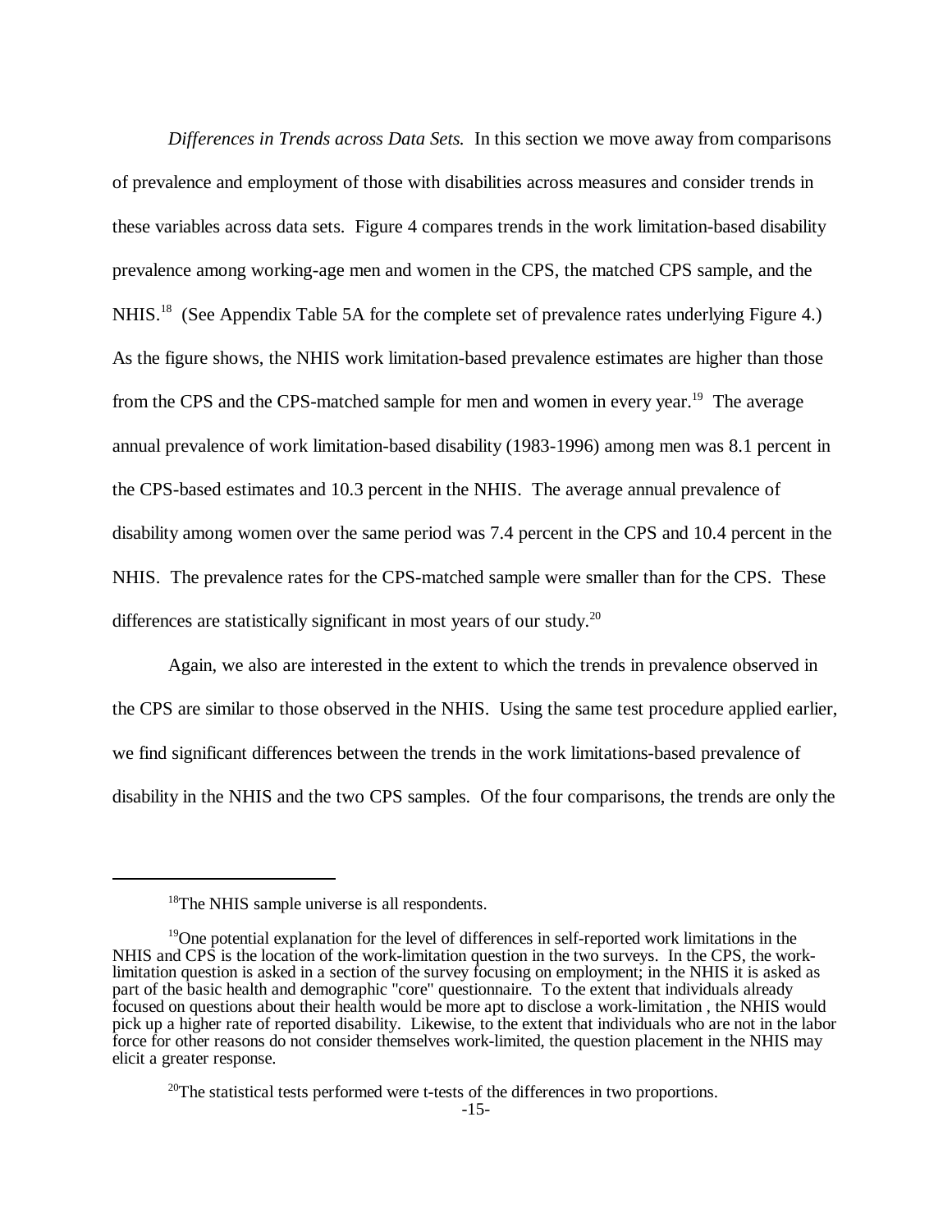*Differences in Trends across Data Sets.* In this section we move away from comparisons of prevalence and employment of those with disabilities across measures and consider trends in these variables across data sets. Figure 4 compares trends in the work limitation-based disability prevalence among working-age men and women in the CPS, the matched CPS sample, and the NHIS.[18] (See Appendix Table 5A for the complete set of prevalence rates underlying Figure 4.) As the figure shows, the NHIS work limitation-based prevalence estimates are higher than those from the CPS and the CPS-matched sample for men and women in every year.[19] The average annual prevalence of work limitation-based disability (1983-1996) among men was 8.1 percent in the CPS-based estimates and 10.3 percent in the NHIS. The average annual prevalence of disability among women over the same period was 7.4 percent in the CPS and 10.4 percent in the NHIS. The prevalence rates for the CPS-matched sample were smaller than for the CPS. These differences are statistically significant in most years of our study.[20]

Again, we also are interested in the extent to which the trends in prevalence observed in the CPS are similar to those observed in the NHIS. Using the same test procedure applied earlier, we find significant differences between the trends in the work limitations-based prevalence of disability in the NHIS and the two CPS samples. Of the four comparisons, the trends are only the

---

[18]The NHIS sample universe is all respondents.

[19]One potential explanation for the level of differences in self-reported work limitations in the NHIS and CPS is the location of the work-limitation question in the two surveys. In the CPS, the work-limitation question is asked in a section of the survey focusing on employment; in the NHIS it is asked as part of the basic health and demographic "core" questionnaire. To the extent that individuals already focused on questions about their health would be more apt to disclose a work-limitation , the NHIS would pick up a higher rate of reported disability. Likewise, to the extent that individuals who are not in the labor force for other reasons do not consider themselves work-limited, the question placement in the NHIS may elicit a greater response.

[20]The statistical tests performed were t-tests of the differences in two proportions.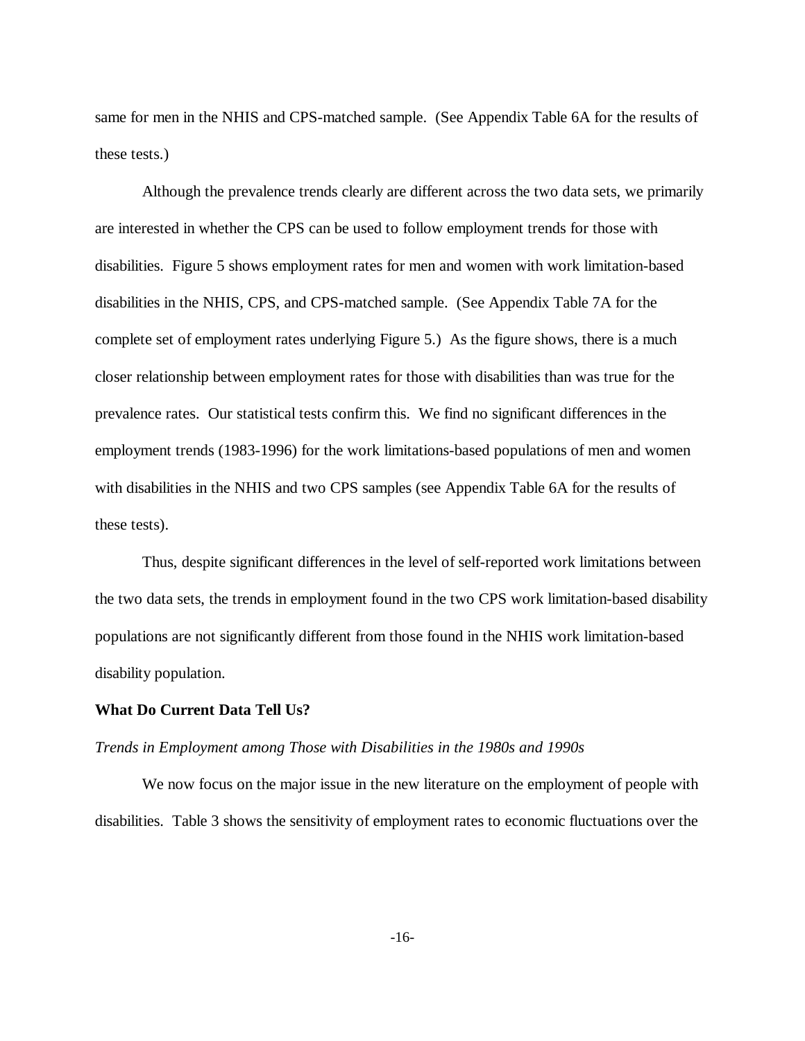same for men in the NHIS and CPS-matched sample. (See Appendix Table 6A for the results of these tests.)

Although the prevalence trends clearly are different across the two data sets, we primarily are interested in whether the CPS can be used to follow employment trends for those with disabilities. Figure 5 shows employment rates for men and women with work limitation-based disabilities in the NHIS, CPS, and CPS-matched sample. (See Appendix Table 7A for the complete set of employment rates underlying Figure 5.) As the figure shows, there is a much closer relationship between employment rates for those with disabilities than was true for the prevalence rates. Our statistical tests confirm this. We find no significant differences in the employment trends (1983-1996) for the work limitations-based populations of men and women with disabilities in the NHIS and two CPS samples (see Appendix Table 6A for the results of these tests).

Thus, despite significant differences in the level of self-reported work limitations between the two data sets, the trends in employment found in the two CPS work limitation-based disability populations are not significantly different from those found in the NHIS work limitation-based disability population.

**What Do Current Data Tell Us?**

*Trends in Employment among Those with Disabilities in the 1980s and 1990s*

We now focus on the major issue in the new literature on the employment of people with disabilities. Table 3 shows the sensitivity of employment rates to economic fluctuations over the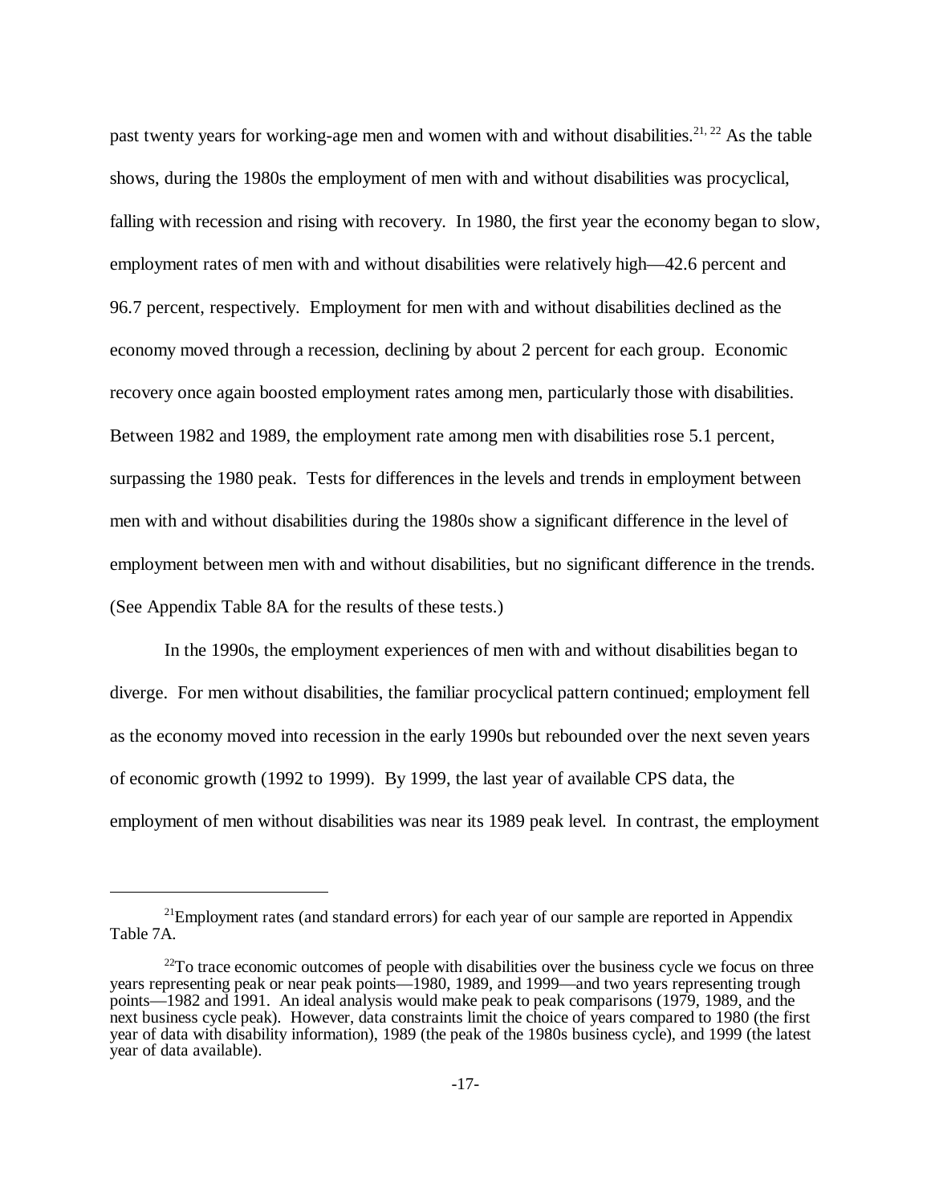past twenty years for working-age men and women with and without disabilities.[21, 22] As the table shows, during the 1980s the employment of men with and without disabilities was procyclical, falling with recession and rising with recovery. In 1980, the first year the economy began to slow, employment rates of men with and without disabilities were relatively high—42.6 percent and 96.7 percent, respectively. Employment for men with and without disabilities declined as the economy moved through a recession, declining by about 2 percent for each group. Economic recovery once again boosted employment rates among men, particularly those with disabilities. Between 1982 and 1989, the employment rate among men with disabilities rose 5.1 percent, surpassing the 1980 peak. Tests for differences in the levels and trends in employment between men with and without disabilities during the 1980s show a significant difference in the level of employment between men with and without disabilities, but no significant difference in the trends. (See Appendix Table 8A for the results of these tests.)

In the 1990s, the employment experiences of men with and without disabilities began to diverge. For men without disabilities, the familiar procyclical pattern continued; employment fell as the economy moved into recession in the early 1990s but rebounded over the next seven years of economic growth (1992 to 1999). By 1999, the last year of available CPS data, the employment of men without disabilities was near its 1989 peak level. In contrast, the employment

---

[21] Employment rates (and standard errors) for each year of our sample are reported in Appendix Table 7A.

[22] To trace economic outcomes of people with disabilities over the business cycle we focus on three years representing peak or near peak points—1980, 1989, and 1999—and two years representing trough points—1982 and 1991. An ideal analysis would make peak to peak comparisons (1979, 1989, and the next business cycle peak). However, data constraints limit the choice of years compared to 1980 (the first year of data with disability information), 1989 (the peak of the 1980s business cycle), and 1999 (the latest year of data available).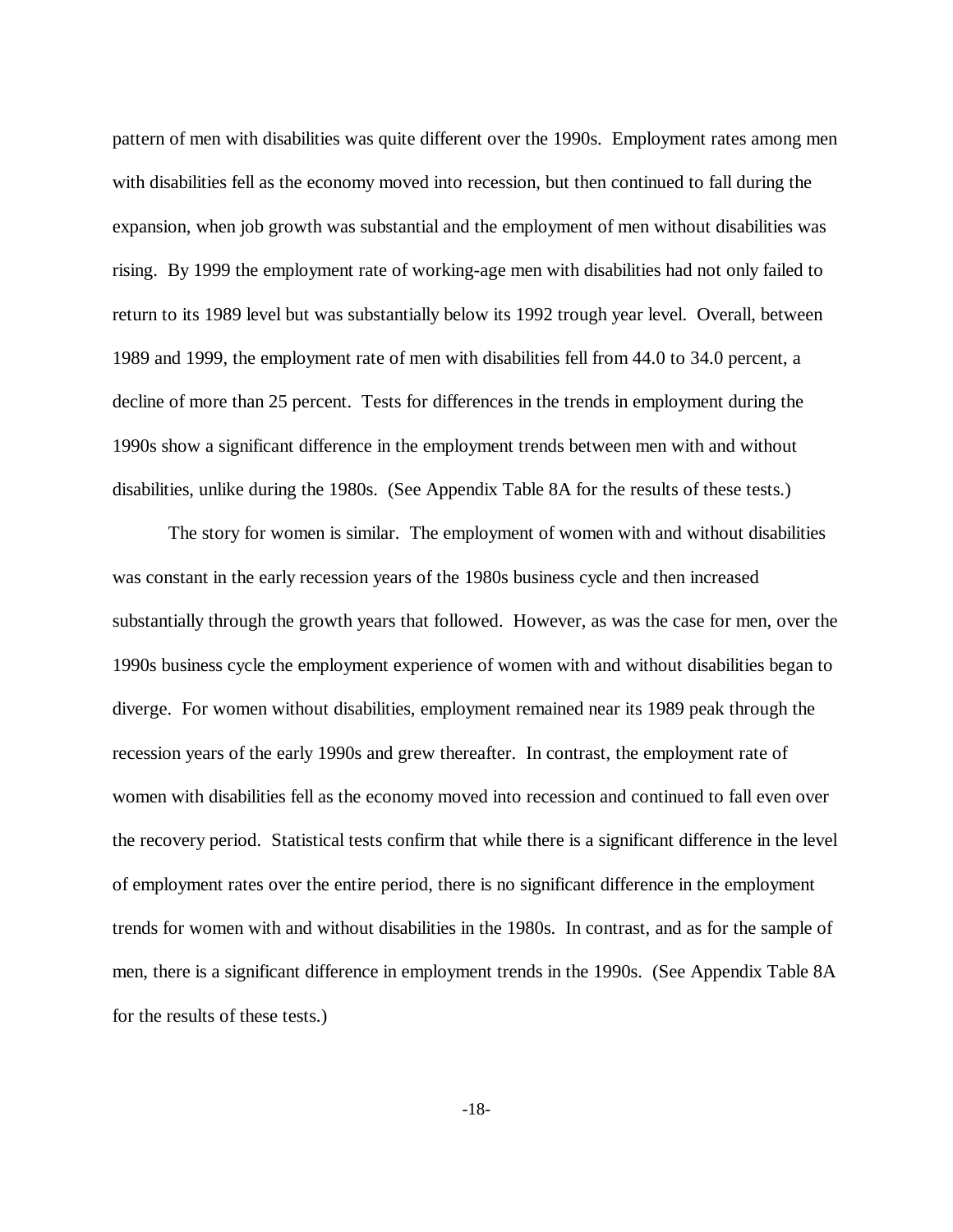pattern of men with disabilities was quite different over the 1990s. Employment rates among men with disabilities fell as the economy moved into recession, but then continued to fall during the expansion, when job growth was substantial and the employment of men without disabilities was rising. By 1999 the employment rate of working-age men with disabilities had not only failed to return to its 1989 level but was substantially below its 1992 trough year level. Overall, between 1989 and 1999, the employment rate of men with disabilities fell from 44.0 to 34.0 percent, a decline of more than 25 percent. Tests for differences in the trends in employment during the 1990s show a significant difference in the employment trends between men with and without disabilities, unlike during the 1980s. (See Appendix Table 8A for the results of these tests.)

The story for women is similar. The employment of women with and without disabilities was constant in the early recession years of the 1980s business cycle and then increased substantially through the growth years that followed. However, as was the case for men, over the 1990s business cycle the employment experience of women with and without disabilities began to diverge. For women without disabilities, employment remained near its 1989 peak through the recession years of the early 1990s and grew thereafter. In contrast, the employment rate of women with disabilities fell as the economy moved into recession and continued to fall even over the recovery period. Statistical tests confirm that while there is a significant difference in the level of employment rates over the entire period, there is no significant difference in the employment trends for women with and without disabilities in the 1980s. In contrast, and as for the sample of men, there is a significant difference in employment trends in the 1990s. (See Appendix Table 8A for the results of these tests.)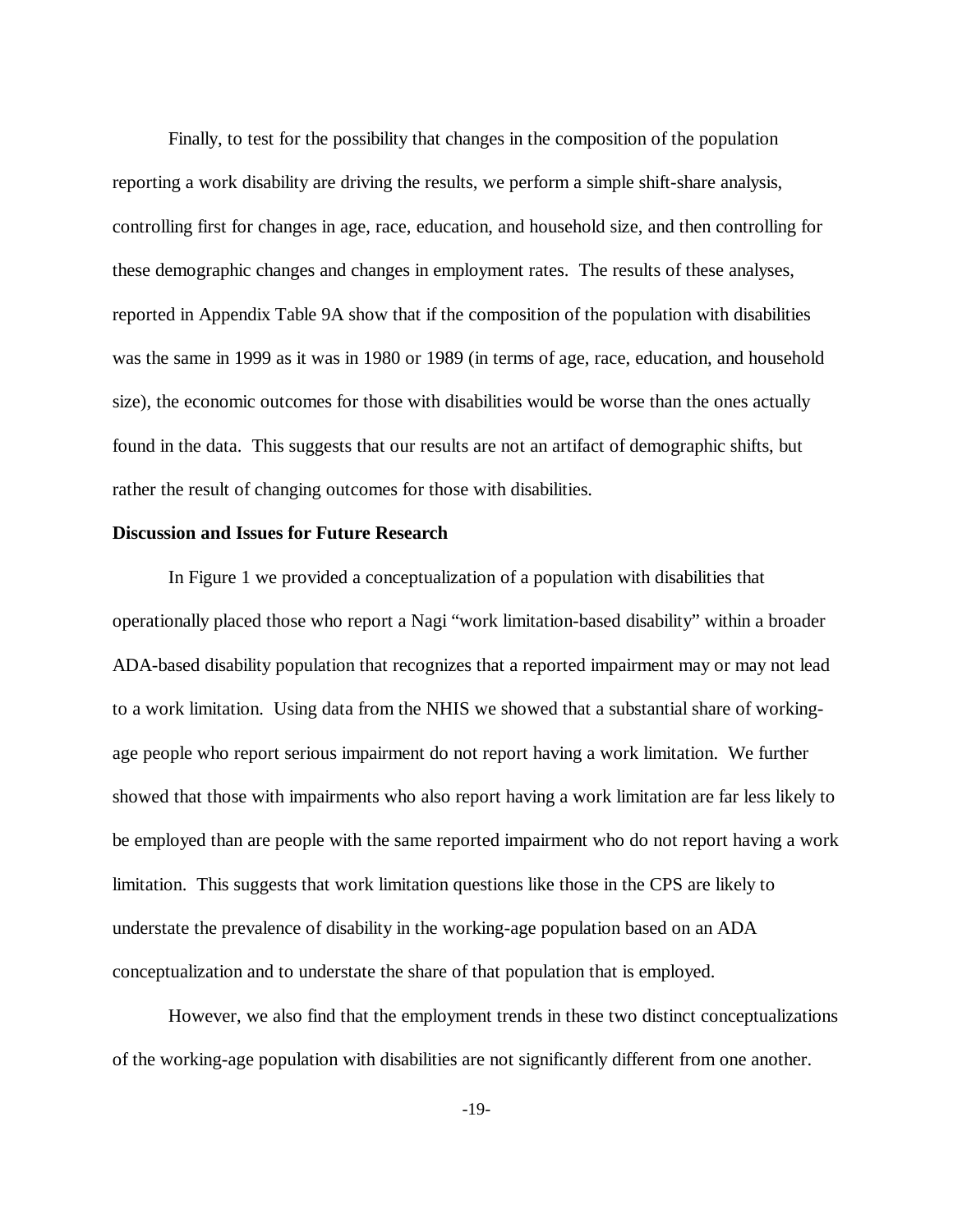Finally, to test for the possibility that changes in the composition of the population reporting a work disability are driving the results, we perform a simple shift-share analysis, controlling first for changes in age, race, education, and household size, and then controlling for these demographic changes and changes in employment rates. The results of these analyses, reported in Appendix Table 9A show that if the composition of the population with disabilities was the same in 1999 as it was in 1980 or 1989 (in terms of age, race, education, and household size), the economic outcomes for those with disabilities would be worse than the ones actually found in the data. This suggests that our results are not an artifact of demographic shifts, but rather the result of changing outcomes for those with disabilities.

**Discussion and Issues for Future Research**

In Figure 1 we provided a conceptualization of a population with disabilities that operationally placed those who report a Nagi "work limitation-based disability" within a broader ADA-based disability population that recognizes that a reported impairment may or may not lead to a work limitation. Using data from the NHIS we showed that a substantial share of working-age people who report serious impairment do not report having a work limitation. We further showed that those with impairments who also report having a work limitation are far less likely to be employed than are people with the same reported impairment who do not report having a work limitation. This suggests that work limitation questions like those in the CPS are likely to understate the prevalence of disability in the working-age population based on an ADA conceptualization and to understate the share of that population that is employed.

However, we also find that the employment trends in these two distinct conceptualizations of the working-age population with disabilities are not significantly different from one another.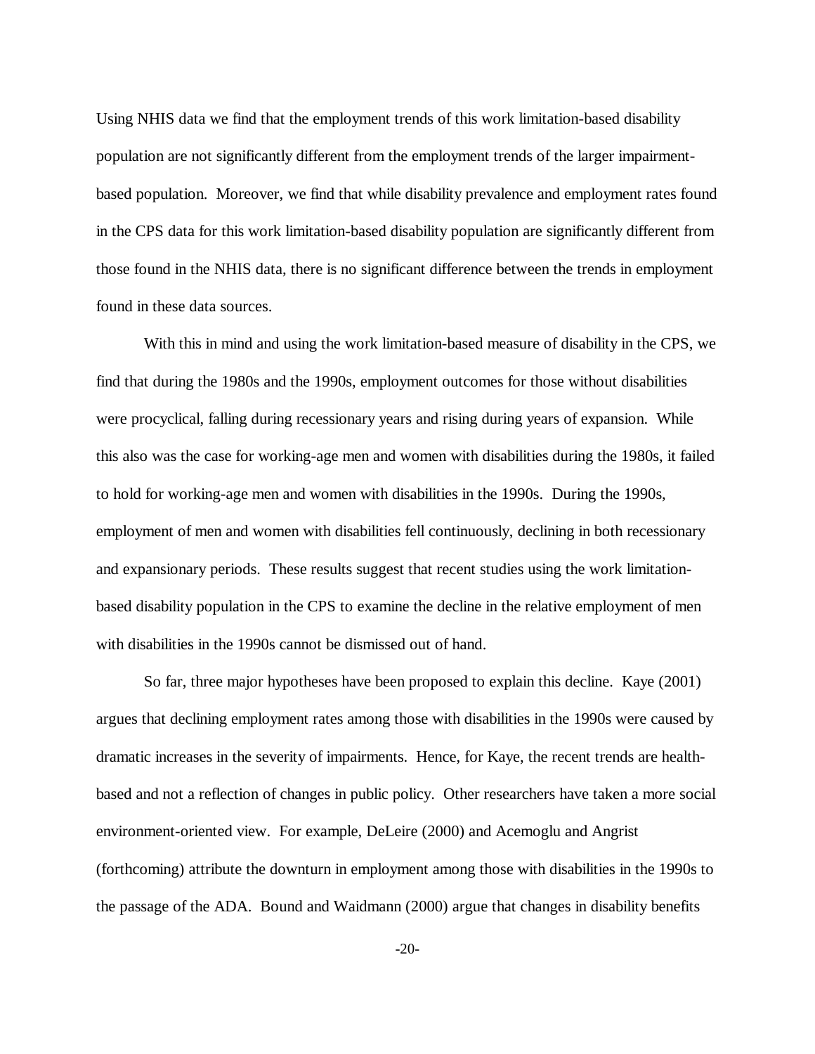Using NHIS data we find that the employment trends of this work limitation-based disability population are not significantly different from the employment trends of the larger impairment-based population. Moreover, we find that while disability prevalence and employment rates found in the CPS data for this work limitation-based disability population are significantly different from those found in the NHIS data, there is no significant difference between the trends in employment found in these data sources.

With this in mind and using the work limitation-based measure of disability in the CPS, we find that during the 1980s and the 1990s, employment outcomes for those without disabilities were procyclical, falling during recessionary years and rising during years of expansion. While this also was the case for working-age men and women with disabilities during the 1980s, it failed to hold for working-age men and women with disabilities in the 1990s. During the 1990s, employment of men and women with disabilities fell continuously, declining in both recessionary and expansionary periods. These results suggest that recent studies using the work limitation-based disability population in the CPS to examine the decline in the relative employment of men with disabilities in the 1990s cannot be dismissed out of hand.

So far, three major hypotheses have been proposed to explain this decline. Kaye (2001) argues that declining employment rates among those with disabilities in the 1990s were caused by dramatic increases in the severity of impairments. Hence, for Kaye, the recent trends are health-based and not a reflection of changes in public policy. Other researchers have taken a more social environment-oriented view. For example, DeLeire (2000) and Acemoglu and Angrist (forthcoming) attribute the downturn in employment among those with disabilities in the 1990s to the passage of the ADA. Bound and Waidmann (2000) argue that changes in disability benefits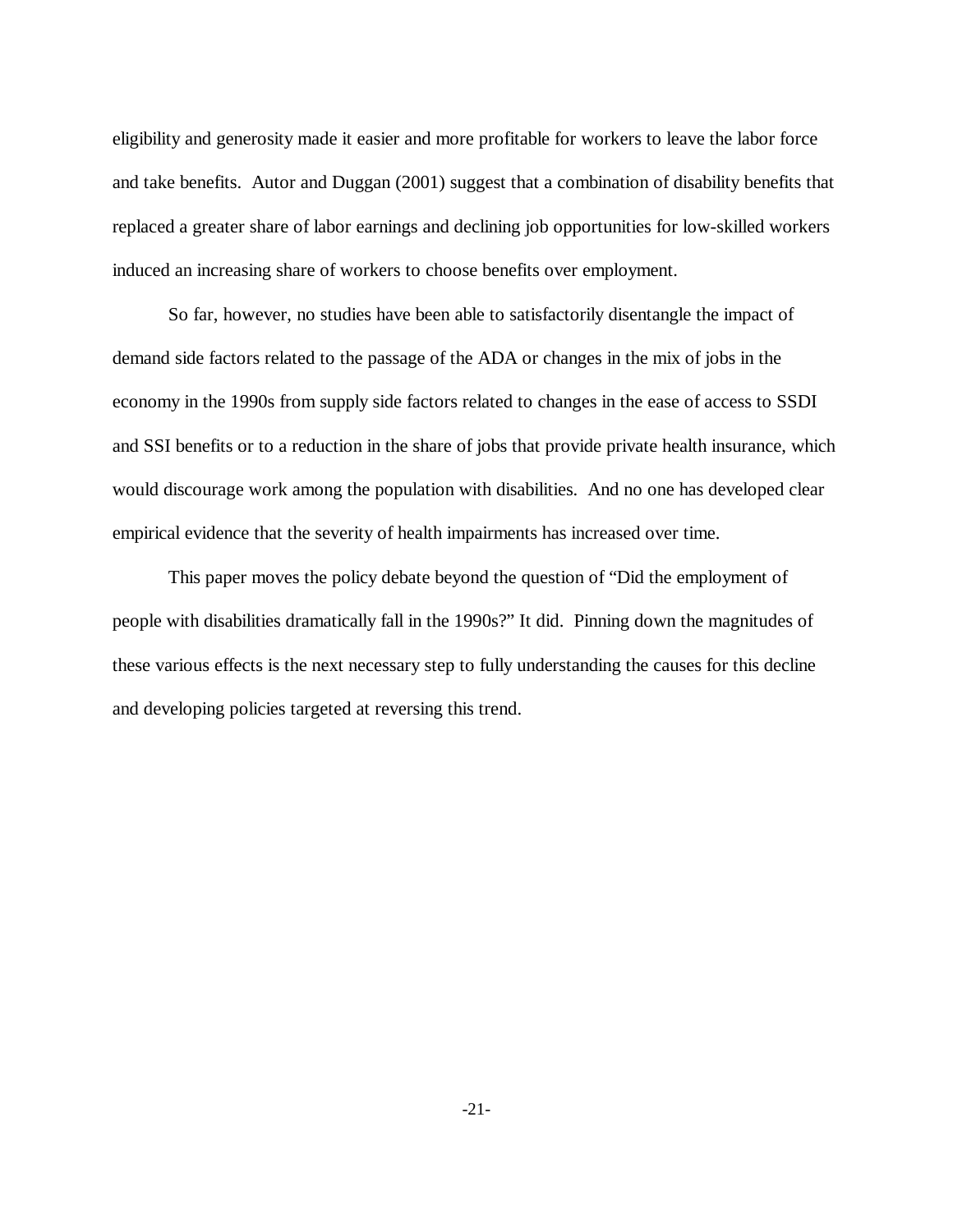eligibility and generosity made it easier and more profitable for workers to leave the labor force and take benefits. Autor and Duggan (2001) suggest that a combination of disability benefits that replaced a greater share of labor earnings and declining job opportunities for low-skilled workers induced an increasing share of workers to choose benefits over employment.

So far, however, no studies have been able to satisfactorily disentangle the impact of demand side factors related to the passage of the ADA or changes in the mix of jobs in the economy in the 1990s from supply side factors related to changes in the ease of access to SSDI and SSI benefits or to a reduction in the share of jobs that provide private health insurance, which would discourage work among the population with disabilities. And no one has developed clear empirical evidence that the severity of health impairments has increased over time.

This paper moves the policy debate beyond the question of "Did the employment of people with disabilities dramatically fall in the 1990s?" It did. Pinning down the magnitudes of these various effects is the next necessary step to fully understanding the causes for this decline and developing policies targeted at reversing this trend.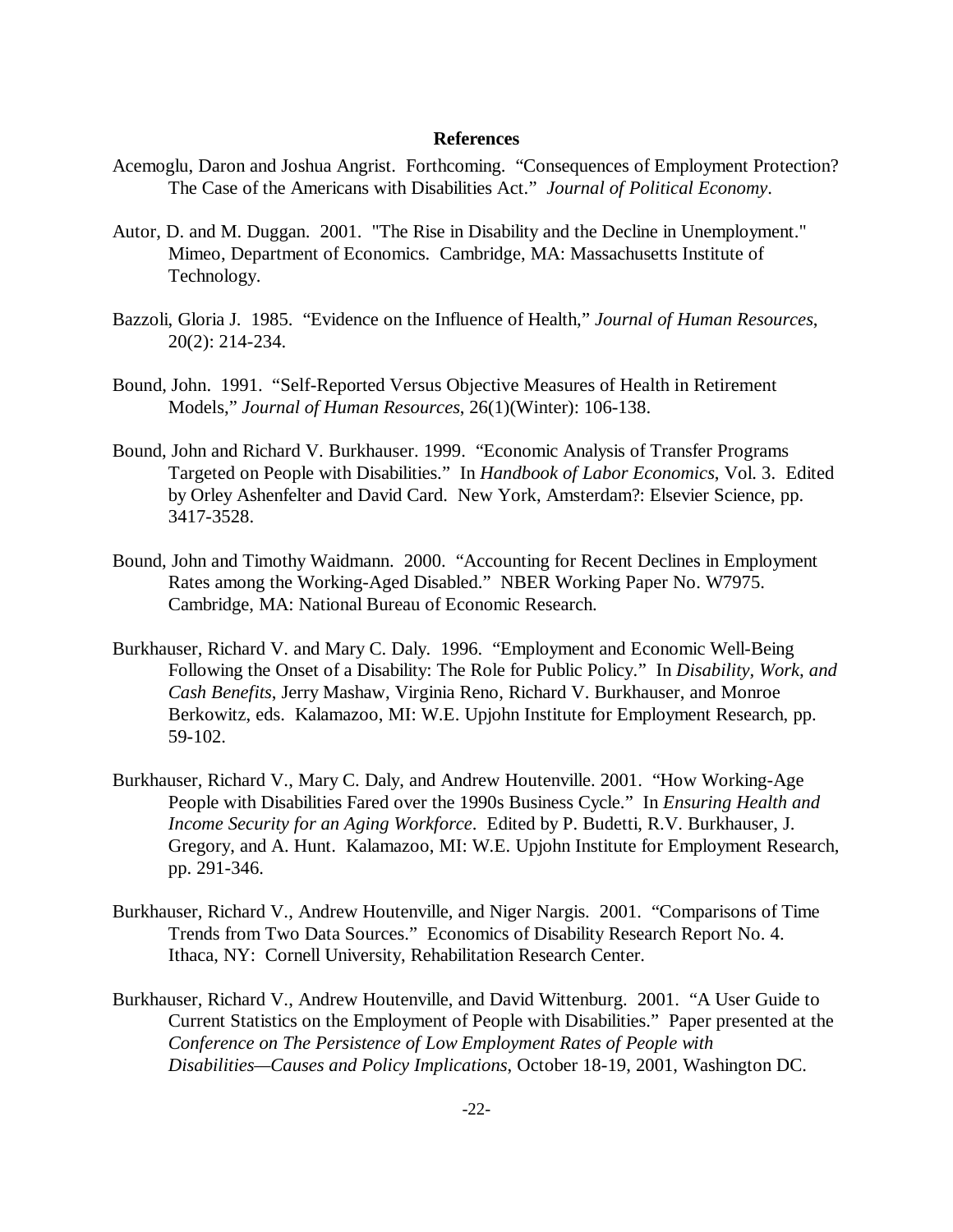# References

Acemoglu, Daron and Joshua Angrist. Forthcoming. "Consequences of Employment Protection? The Case of the Americans with Disabilities Act." *Journal of Political Economy*.

Autor, D. and M. Duggan. 2001. "The Rise in Disability and the Decline in Unemployment." Mimeo, Department of Economics. Cambridge, MA: Massachusetts Institute of Technology.

Bazzoli, Gloria J. 1985. "Evidence on the Influence of Health," *Journal of Human Resources*, 20(2): 214-234.

Bound, John. 1991. "Self-Reported Versus Objective Measures of Health in Retirement Models," *Journal of Human Resources*, 26(1)(Winter): 106-138.

Bound, John and Richard V. Burkhauser. 1999. "Economic Analysis of Transfer Programs Targeted on People with Disabilities." In *Handbook of Labor Economics*, Vol. 3. Edited by Orley Ashenfelter and David Card. New York, Amsterdam?: Elsevier Science, pp. 3417-3528.

Bound, John and Timothy Waidmann. 2000. "Accounting for Recent Declines in Employment Rates among the Working-Aged Disabled." NBER Working Paper No. W7975. Cambridge, MA: National Bureau of Economic Research.

Burkhauser, Richard V. and Mary C. Daly. 1996. "Employment and Economic Well-Being Following the Onset of a Disability: The Role for Public Policy." In *Disability, Work, and Cash Benefits*, Jerry Mashaw, Virginia Reno, Richard V. Burkhauser, and Monroe Berkowitz, eds. Kalamazoo, MI: W.E. Upjohn Institute for Employment Research, pp. 59-102.

Burkhauser, Richard V., Mary C. Daly, and Andrew Houtenville. 2001. "How Working-Age People with Disabilities Fared over the 1990s Business Cycle." In *Ensuring Health and Income Security for an Aging Workforce*. Edited by P. Budetti, R.V. Burkhauser, J. Gregory, and A. Hunt. Kalamazoo, MI: W.E. Upjohn Institute for Employment Research, pp. 291-346.

Burkhauser, Richard V., Andrew Houtenville, and Niger Nargis. 2001. "Comparisons of Time Trends from Two Data Sources." Economics of Disability Research Report No. 4. Ithaca, NY: Cornell University, Rehabilitation Research Center.

Burkhauser, Richard V., Andrew Houtenville, and David Wittenburg. 2001. "A User Guide to Current Statistics on the Employment of People with Disabilities." Paper presented at the *Conference on The Persistence of Low Employment Rates of People with Disabilities—Causes and Policy Implications*, October 18-19, 2001, Washington DC.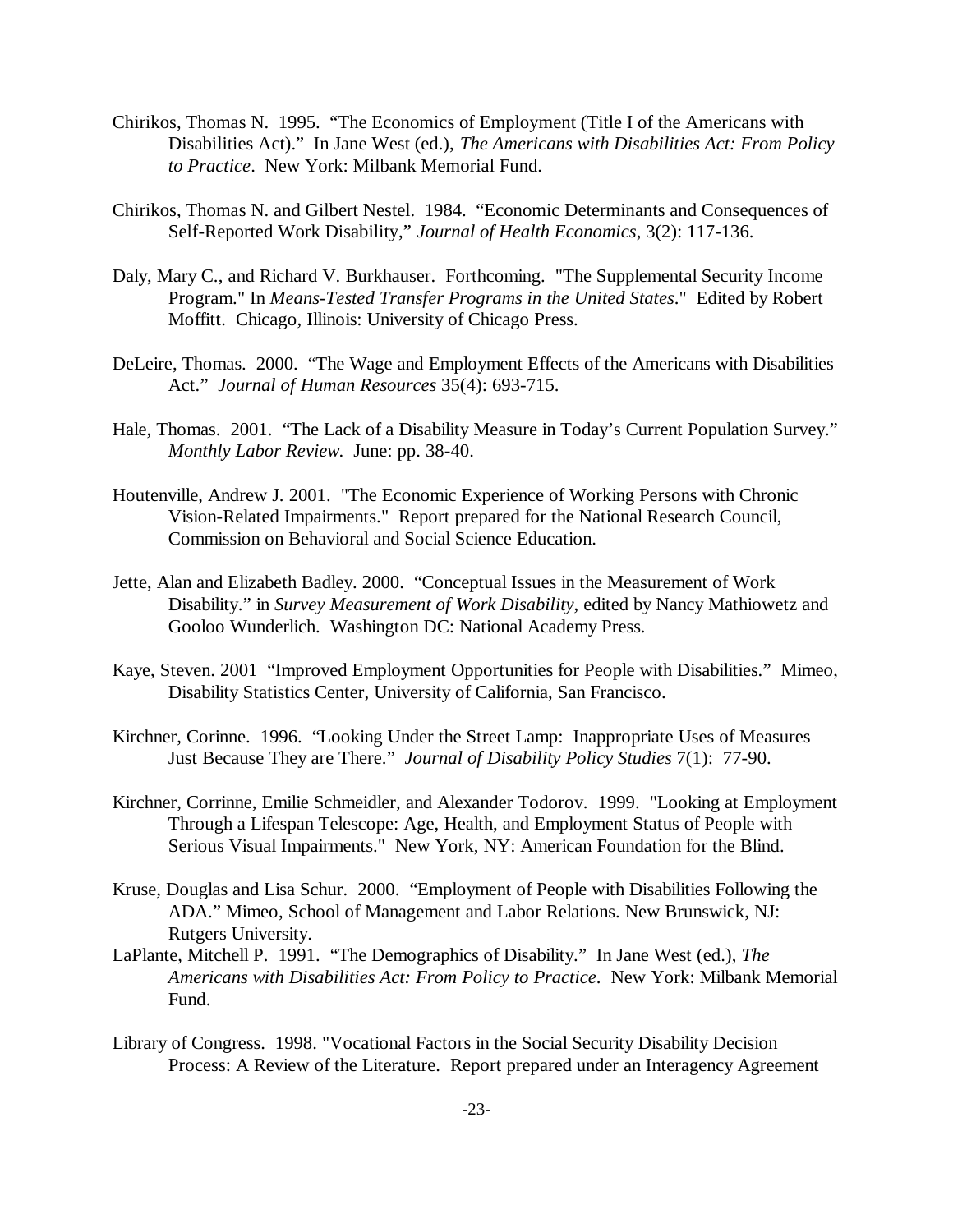Chirikos, Thomas N. 1995. "The Economics of Employment (Title I of the Americans with Disabilities Act)." In Jane West (ed.), *The Americans with Disabilities Act: From Policy to Practice*. New York: Milbank Memorial Fund.

Chirikos, Thomas N. and Gilbert Nestel. 1984. "Economic Determinants and Consequences of Self-Reported Work Disability," *Journal of Health Economics*, 3(2): 117-136.

Daly, Mary C., and Richard V. Burkhauser. Forthcoming. "The Supplemental Security Income Program." In *Means-Tested Transfer Programs in the United States*." Edited by Robert Moffitt. Chicago, Illinois: University of Chicago Press.

DeLeire, Thomas. 2000. "The Wage and Employment Effects of the Americans with Disabilities Act." *Journal of Human Resources* 35(4): 693-715.

Hale, Thomas. 2001. "The Lack of a Disability Measure in Today's Current Population Survey." *Monthly Labor Review.* June: pp. 38-40.

Houtenville, Andrew J. 2001. "The Economic Experience of Working Persons with Chronic Vision-Related Impairments." Report prepared for the National Research Council, Commission on Behavioral and Social Science Education.

Jette, Alan and Elizabeth Badley. 2000. "Conceptual Issues in the Measurement of Work Disability." in *Survey Measurement of Work Disability*, edited by Nancy Mathiowetz and Gooloo Wunderlich. Washington DC: National Academy Press.

Kaye, Steven. 2001 "Improved Employment Opportunities for People with Disabilities." Mimeo, Disability Statistics Center, University of California, San Francisco.

Kirchner, Corinne. 1996. "Looking Under the Street Lamp: Inappropriate Uses of Measures Just Because They are There." *Journal of Disability Policy Studies* 7(1): 77-90.

Kirchner, Corrinne, Emilie Schmeidler, and Alexander Todorov. 1999. "Looking at Employment Through a Lifespan Telescope: Age, Health, and Employment Status of People with Serious Visual Impairments." New York, NY: American Foundation for the Blind.

Kruse, Douglas and Lisa Schur. 2000. "Employment of People with Disabilities Following the ADA." Mimeo, School of Management and Labor Relations. New Brunswick, NJ: Rutgers University.

LaPlante, Mitchell P. 1991. "The Demographics of Disability." In Jane West (ed.), *The Americans with Disabilities Act: From Policy to Practice*. New York: Milbank Memorial Fund.

Library of Congress. 1998. "Vocational Factors in the Social Security Disability Decision Process: A Review of the Literature. Report prepared under an Interagency Agreement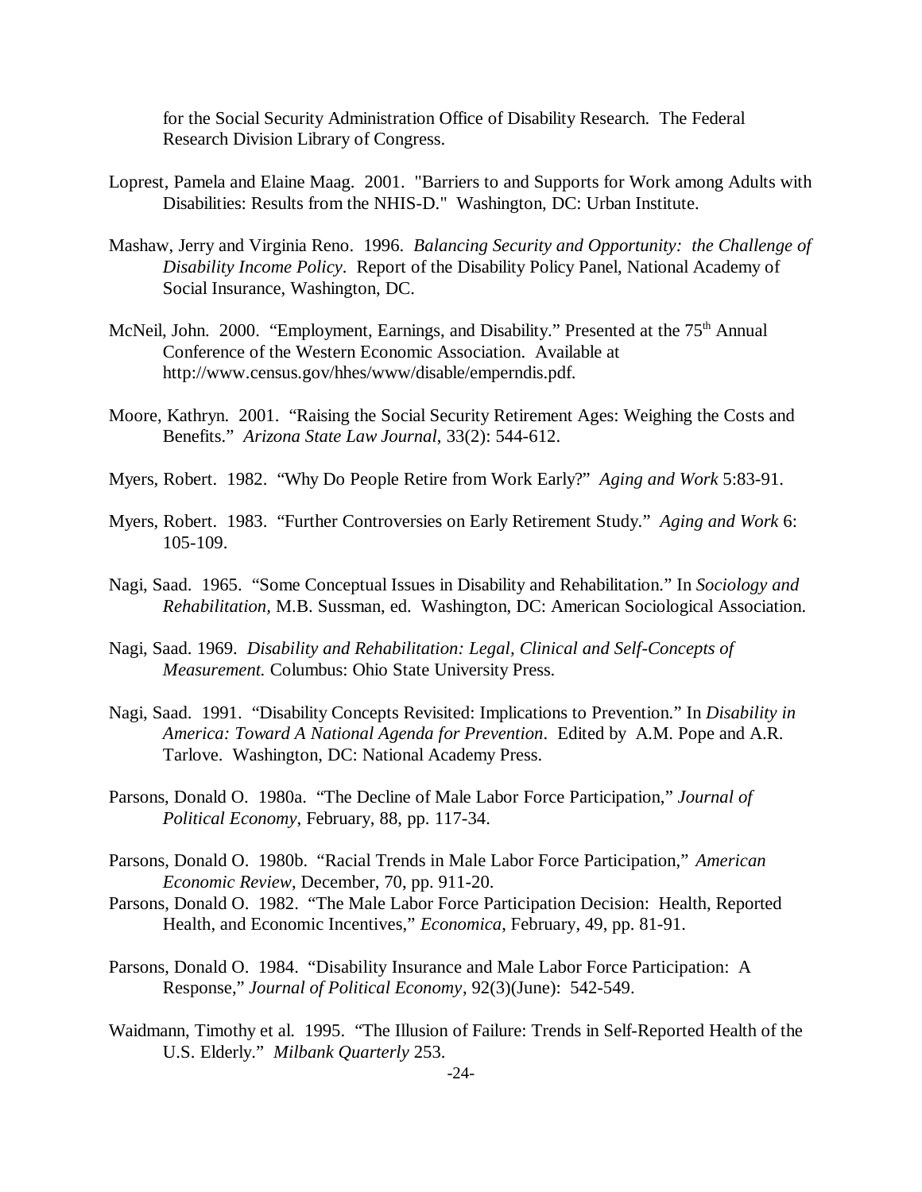for the Social Security Administration Office of Disability Research. The Federal Research Division Library of Congress.

Loprest, Pamela and Elaine Maag. 2001. "Barriers to and Supports for Work among Adults with Disabilities: Results from the NHIS-D." Washington, DC: Urban Institute.

Mashaw, Jerry and Virginia Reno. 1996. *Balancing Security and Opportunity: the Challenge of Disability Income Policy*. Report of the Disability Policy Panel, National Academy of Social Insurance, Washington, DC.

McNeil, John. 2000. "Employment, Earnings, and Disability." Presented at the 75th Annual Conference of the Western Economic Association. Available at http://www.census.gov/hhes/www/disable/emperndis.pdf.

Moore, Kathryn. 2001. "Raising the Social Security Retirement Ages: Weighing the Costs and Benefits." *Arizona State Law Journal*, 33(2): 544-612.

Myers, Robert. 1982. "Why Do People Retire from Work Early?" *Aging and Work* 5:83-91.

Myers, Robert. 1983. "Further Controversies on Early Retirement Study." *Aging and Work* 6: 105-109.

Nagi, Saad. 1965. "Some Conceptual Issues in Disability and Rehabilitation." In *Sociology and Rehabilitation*, M.B. Sussman, ed. Washington, DC: American Sociological Association.

Nagi, Saad. 1969. *Disability and Rehabilitation: Legal, Clinical and Self-Concepts of Measurement.* Columbus: Ohio State University Press.

Nagi, Saad. 1991. "Disability Concepts Revisited: Implications to Prevention." In *Disability in America: Toward A National Agenda for Prevention*. Edited by A.M. Pope and A.R. Tarlove. Washington, DC: National Academy Press.

Parsons, Donald O. 1980a. "The Decline of Male Labor Force Participation," *Journal of Political Economy*, February, 88, pp. 117-34.

Parsons, Donald O. 1980b. "Racial Trends in Male Labor Force Participation," *American Economic Review*, December, 70, pp. 911-20.

Parsons, Donald O. 1982. "The Male Labor Force Participation Decision: Health, Reported Health, and Economic Incentives," *Economica*, February, 49, pp. 81-91.

Parsons, Donald O. 1984. "Disability Insurance and Male Labor Force Participation: A Response," *Journal of Political Economy*, 92(3)(June): 542-549.

Waidmann, Timothy et al. 1995. "The Illusion of Failure: Trends in Self-Reported Health of the U.S. Elderly." *Milbank Quarterly* 253.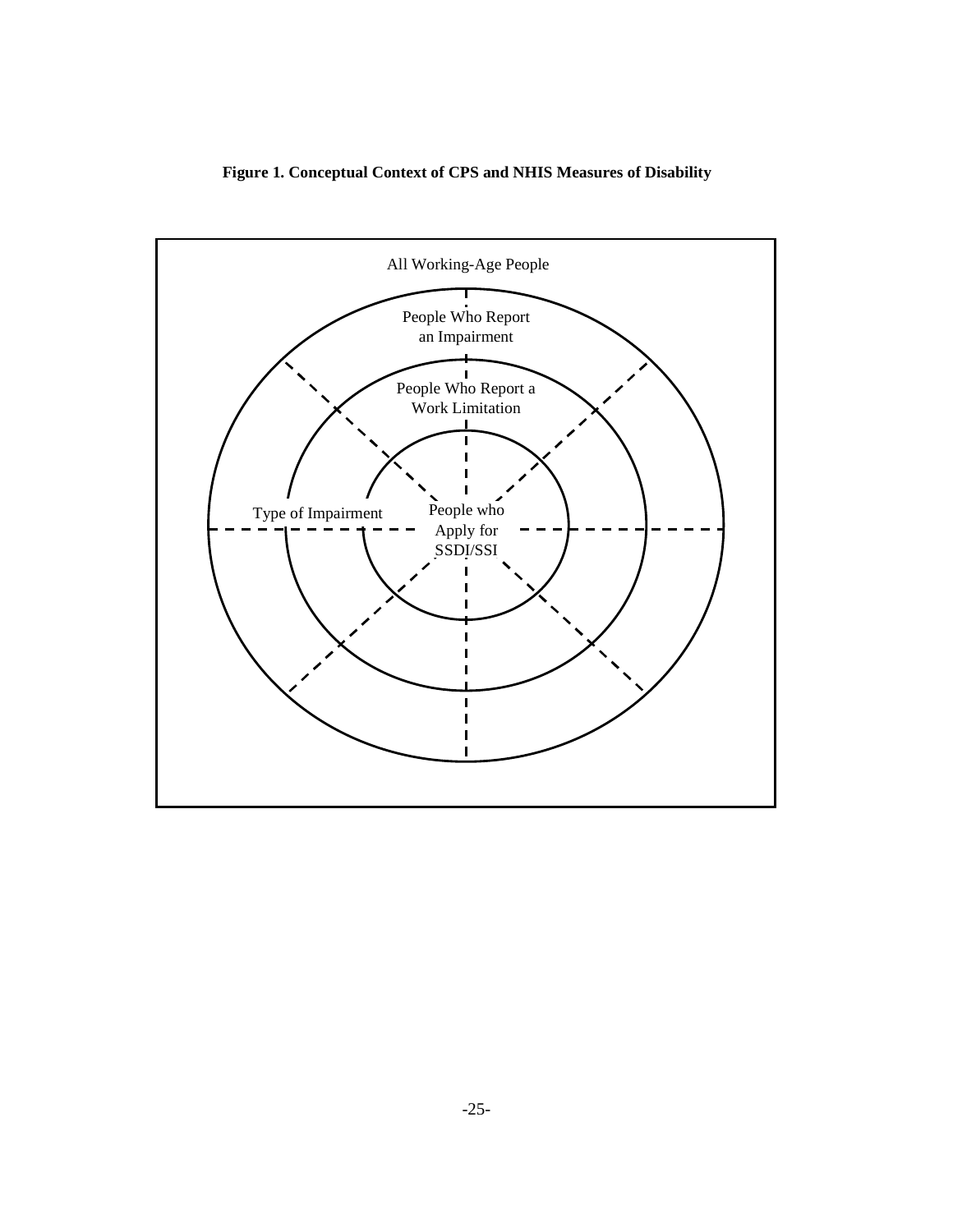**Figure 1. Conceptual Context of CPS and NHIS Measures of Disability**

All Working-Age People

People Who Report an Impairment

People Who Report a Work Limitation

Type of Impairment

People who Apply for SSDI/SSI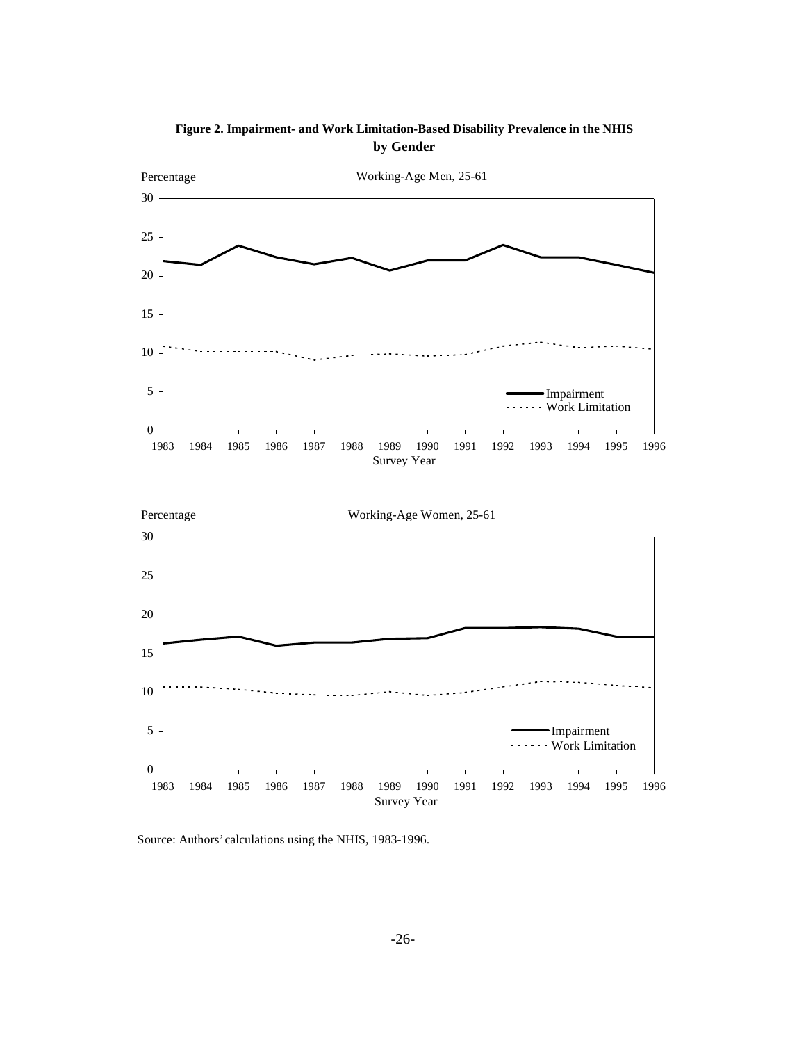**Figure 2. Impairment- and Work Limitation-Based Disability Prevalence in the NHIS by Gender**

Source: Authors' calculations using the NHIS, 1983-1996.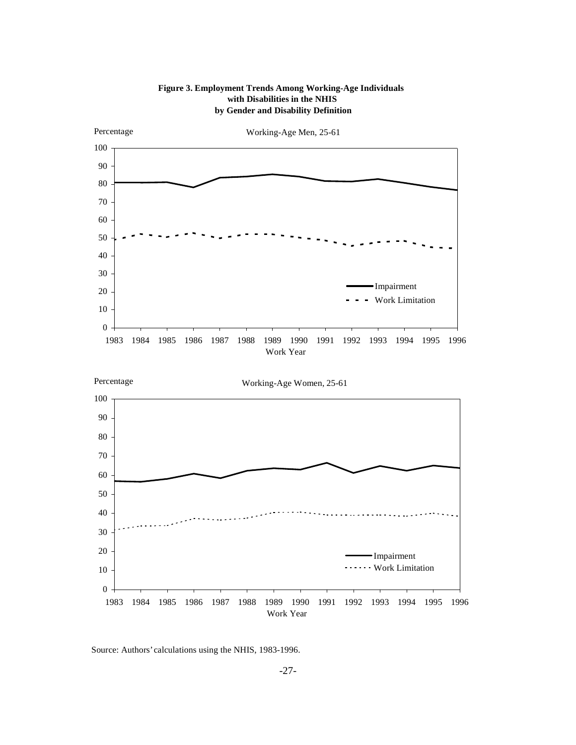**Figure 3. Employment Trends Among Working-Age Individuals with Disabilities in the NHIS by Gender and Disability Definition**

Source: Authors' calculations using the NHIS, 1983-1996.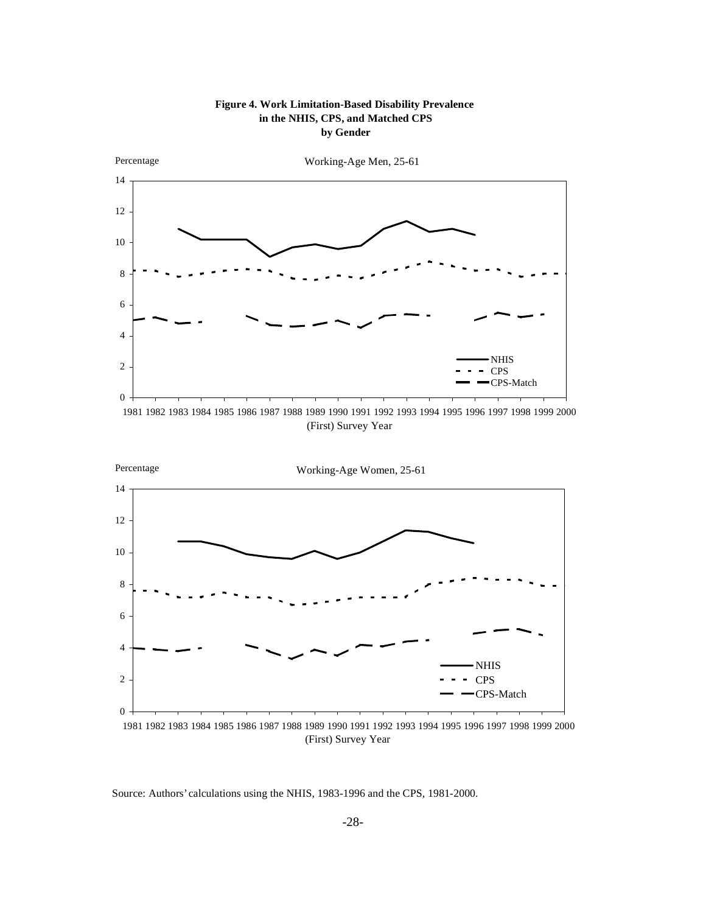**Figure 4. Work Limitation-Based Disability Prevalence in the NHIS, CPS, and Matched CPS by Gender**

Percentage

Working-Age Men, 25-61

14
12
10
8
6
4
2
0

1981 1982 1983 1984 1985 1986 1987 1988 1989 1990 1991 1992 1993 1994 1995 1996 1997 1998 1999 2000

(First) Survey Year

NHIS
CPS
CPS-Match

Percentage

Working-Age Women, 25-61

14
12
10
8
6
4
2
0

1981 1982 1983 1984 1985 1986 1987 1988 1989 1990 1991 1992 1993 1994 1995 1996 1997 1998 1999 2000

(First) Survey Year

NHIS
CPS
CPS-Match

Source: Authors' calculations using the NHIS, 1983-1996 and the CPS, 1981-2000.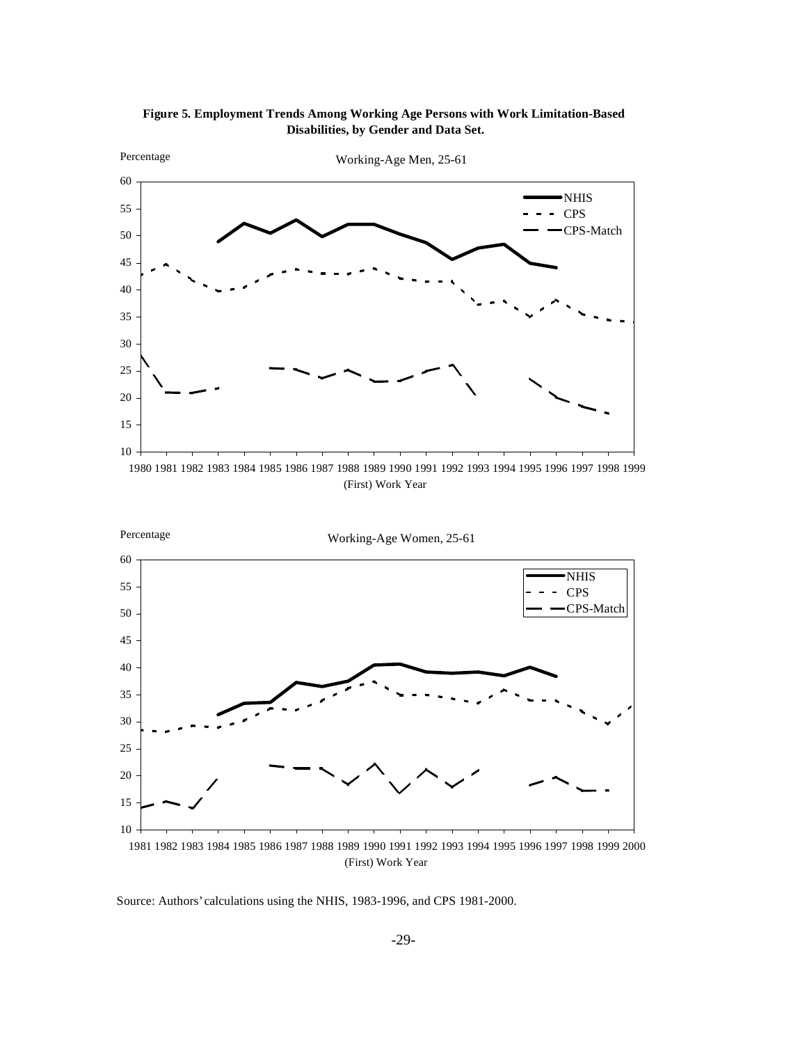**Figure 5. Employment Trends Among Working Age Persons with Work Limitation-Based Disabilities, by Gender and Data Set.**

Percentage

Working-Age Men, 25-61

(First) Work Year

Percentage

Working-Age Women, 25-61

(First) Work Year

Source: Authors' calculations using the NHIS, 1983-1996, and CPS 1981-2000.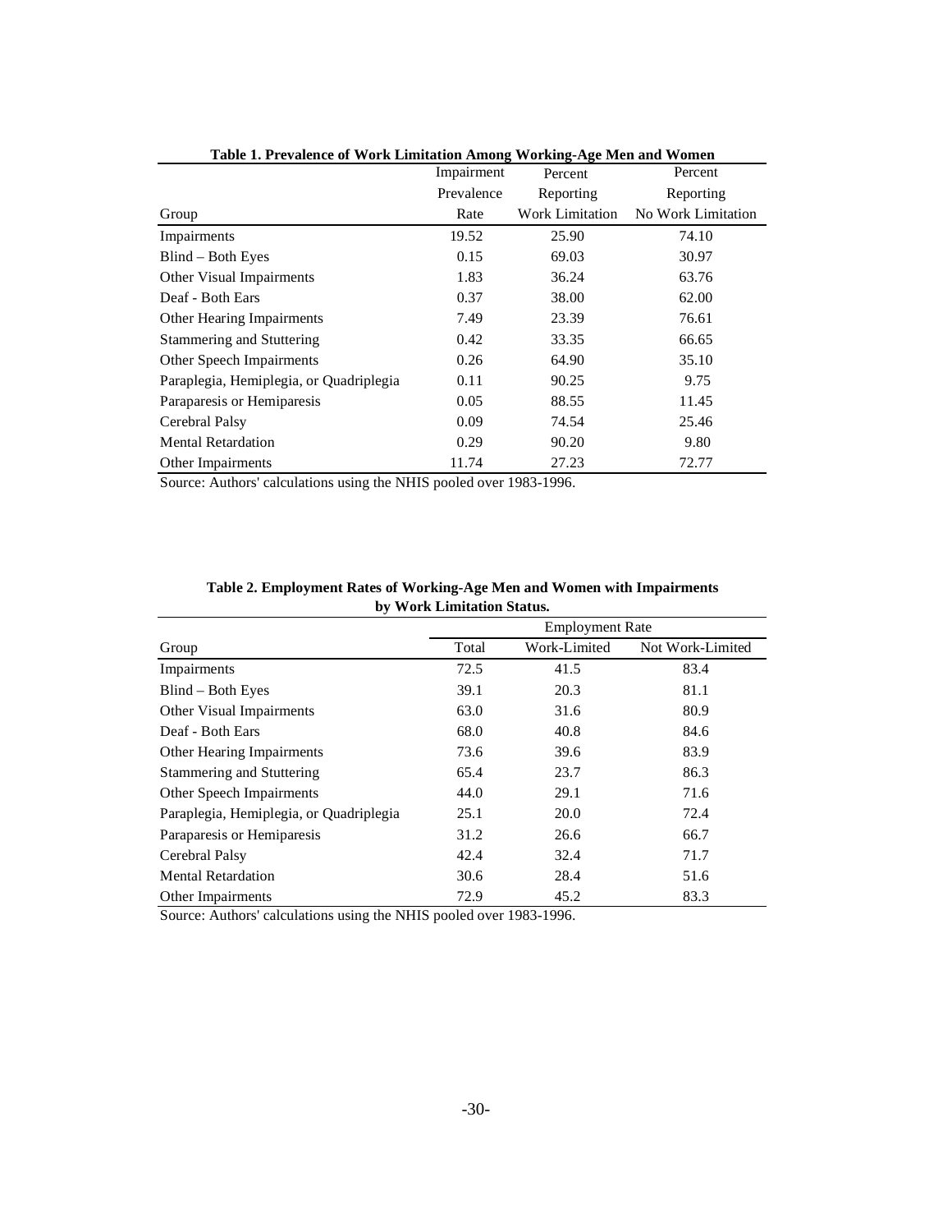**Table 1. Prevalence of Work Limitation Among Working-Age Men and Women**

| Group | Impairment Prevalence Rate | Percent Reporting Work Limitation | Percent Reporting No Work Limitation |
|---|---|---|---|
| Impairments | 19.52 | 25.90 | 74.10 |
| Blind – Both Eyes | 0.15 | 69.03 | 30.97 |
| Other Visual Impairments | 1.83 | 36.24 | 63.76 |
| Deaf - Both Ears | 0.37 | 38.00 | 62.00 |
| Other Hearing Impairments | 7.49 | 23.39 | 76.61 |
| Stammering and Stuttering | 0.42 | 33.35 | 66.65 |
| Other Speech Impairments | 0.26 | 64.90 | 35.10 |
| Paraplegia, Hemiplegia, or Quadriplegia | 0.11 | 90.25 | 9.75 |
| Paraparesis or Hemiparesis | 0.05 | 88.55 | 11.45 |
| Cerebral Palsy | 0.09 | 74.54 | 25.46 |
| Mental Retardation | 0.29 | 90.20 | 9.80 |
| Other Impairments | 11.74 | 27.23 | 72.77 |

Source: Authors' calculations using the NHIS pooled over 1983-1996.

**Table 2. Employment Rates of Working-Age Men and Women with Impairments by Work Limitation Status.**

| | Employment Rate | | |
|---|---|---|---|
| Group | Total | Work-Limited | Not Work-Limited |
| Impairments | 72.5 | 41.5 | 83.4 |
| Blind – Both Eyes | 39.1 | 20.3 | 81.1 |
| Other Visual Impairments | 63.0 | 31.6 | 80.9 |
| Deaf - Both Ears | 68.0 | 40.8 | 84.6 |
| Other Hearing Impairments | 73.6 | 39.6 | 83.9 |
| Stammering and Stuttering | 65.4 | 23.7 | 86.3 |
| Other Speech Impairments | 44.0 | 29.1 | 71.6 |
| Paraplegia, Hemiplegia, or Quadriplegia | 25.1 | 20.0 | 72.4 |
| Paraparesis or Hemiparesis | 31.2 | 26.6 | 66.7 |
| Cerebral Palsy | 42.4 | 32.4 | 71.7 |
| Mental Retardation | 30.6 | 28.4 | 51.6 |
| Other Impairments | 72.9 | 45.2 | 83.3 |

Source: Authors' calculations using the NHIS pooled over 1983-1996.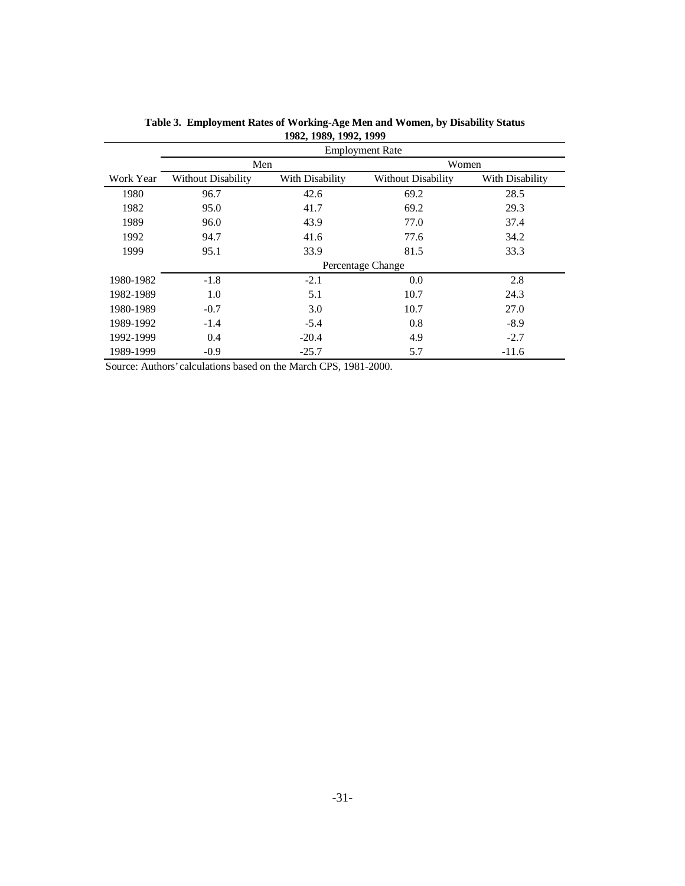**Table 3. Employment Rates of Working-Age Men and Women, by Disability Status 1982, 1989, 1992, 1999**

| | Employment Rate | | | |
|---|---|---|---|---|
| | Men | | Women | |
| Work Year | Without Disability | With Disability | Without Disability | With Disability |
| 1980 | 96.7 | 42.6 | 69.2 | 28.5 |
| 1982 | 95.0 | 41.7 | 69.2 | 29.3 |
| 1989 | 96.0 | 43.9 | 77.0 | 37.4 |
| 1992 | 94.7 | 41.6 | 77.6 | 34.2 |
| 1999 | 95.1 | 33.9 | 81.5 | 33.3 |
| | Percentage Change | | | |
| 1980-1982 | -1.8 | -2.1 | 0.0 | 2.8 |
| 1982-1989 | 1.0 | 5.1 | 10.7 | 24.3 |
| 1980-1989 | -0.7 | 3.0 | 10.7 | 27.0 |
| 1989-1992 | -1.4 | -5.4 | 0.8 | -8.9 |
| 1992-1999 | 0.4 | -20.4 | 4.9 | -2.7 |
| 1989-1999 | -0.9 | -25.7 | 5.7 | -11.6 |

Source: Authors' calculations based on the March CPS, 1981-2000.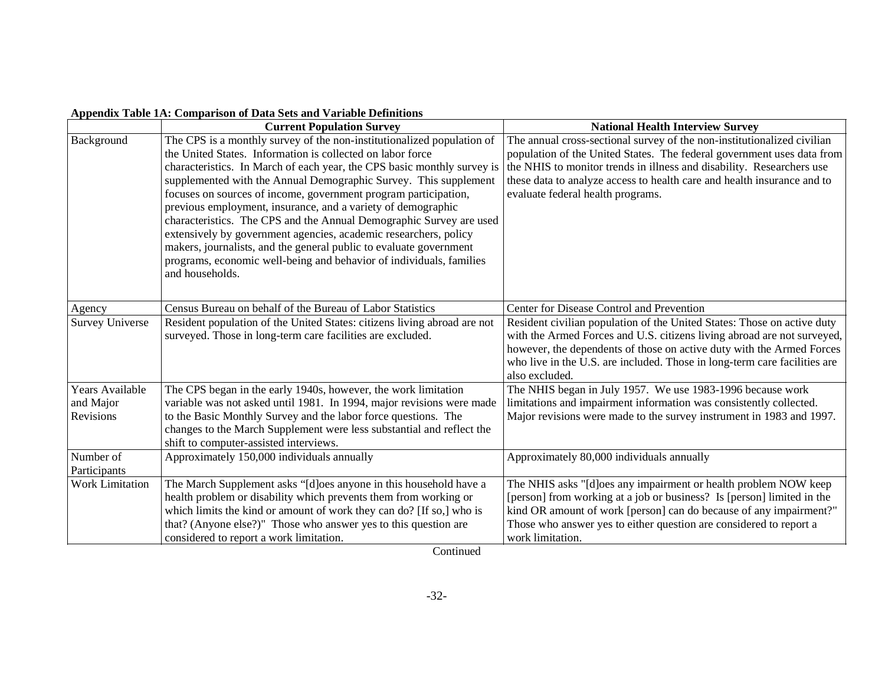**Appendix Table 1A: Comparison of Data Sets and Variable Definitions**

| | Current Population Survey | National Health Interview Survey |
|---|---|---|
| Background | The CPS is a monthly survey of the non-institutionalized population of the United States. Information is collected on labor force characteristics. In March of each year, the CPS basic monthly survey is supplemented with the Annual Demographic Survey. This supplement focuses on sources of income, government program participation, previous employment, insurance, and a variety of demographic characteristics. The CPS and the Annual Demographic Survey are used extensively by government agencies, academic researchers, policy makers, journalists, and the general public to evaluate government programs, economic well-being and behavior of individuals, families and households. | The annual cross-sectional survey of the non-institutionalized civilian population of the United States. The federal government uses data from the NHIS to monitor trends in illness and disability. Researchers use these data to analyze access to health care and health insurance and to evaluate federal health programs. |
| Agency | Census Bureau on behalf of the Bureau of Labor Statistics | Center for Disease Control and Prevention |
| Survey Universe | Resident population of the United States: citizens living abroad are not surveyed. Those in long-term care facilities are excluded. | Resident civilian population of the United States: Those on active duty with the Armed Forces and U.S. citizens living abroad are not surveyed, however, the dependents of those on active duty with the Armed Forces who live in the U.S. are included. Those in long-term care facilities are also excluded. |
| Years Available and Major Revisions | The CPS began in the early 1940s, however, the work limitation variable was not asked until 1981. In 1994, major revisions were made to the Basic Monthly Survey and the labor force questions. The changes to the March Supplement were less substantial and reflect the shift to computer-assisted interviews. | The NHIS began in July 1957. We use 1983-1996 because work limitations and impairment information was consistently collected. Major revisions were made to the survey instrument in 1983 and 1997. |
| Number of Participants | Approximately 150,000 individuals annually | Approximately 80,000 individuals annually |
| Work Limitation | The March Supplement asks "[d]oes anyone in this household have a health problem or disability which prevents them from working or which limits the kind or amount of work they can do? [If so,] who is that? (Anyone else?)" Those who answer yes to this question are considered to report a work limitation. | The NHIS asks "[d]oes any impairment or health problem NOW keep [person] from working at a job or business? Is [person] limited in the kind OR amount of work [person] can do because of any impairment?" Those who answer yes to either question are considered to report a work limitation. |

Continued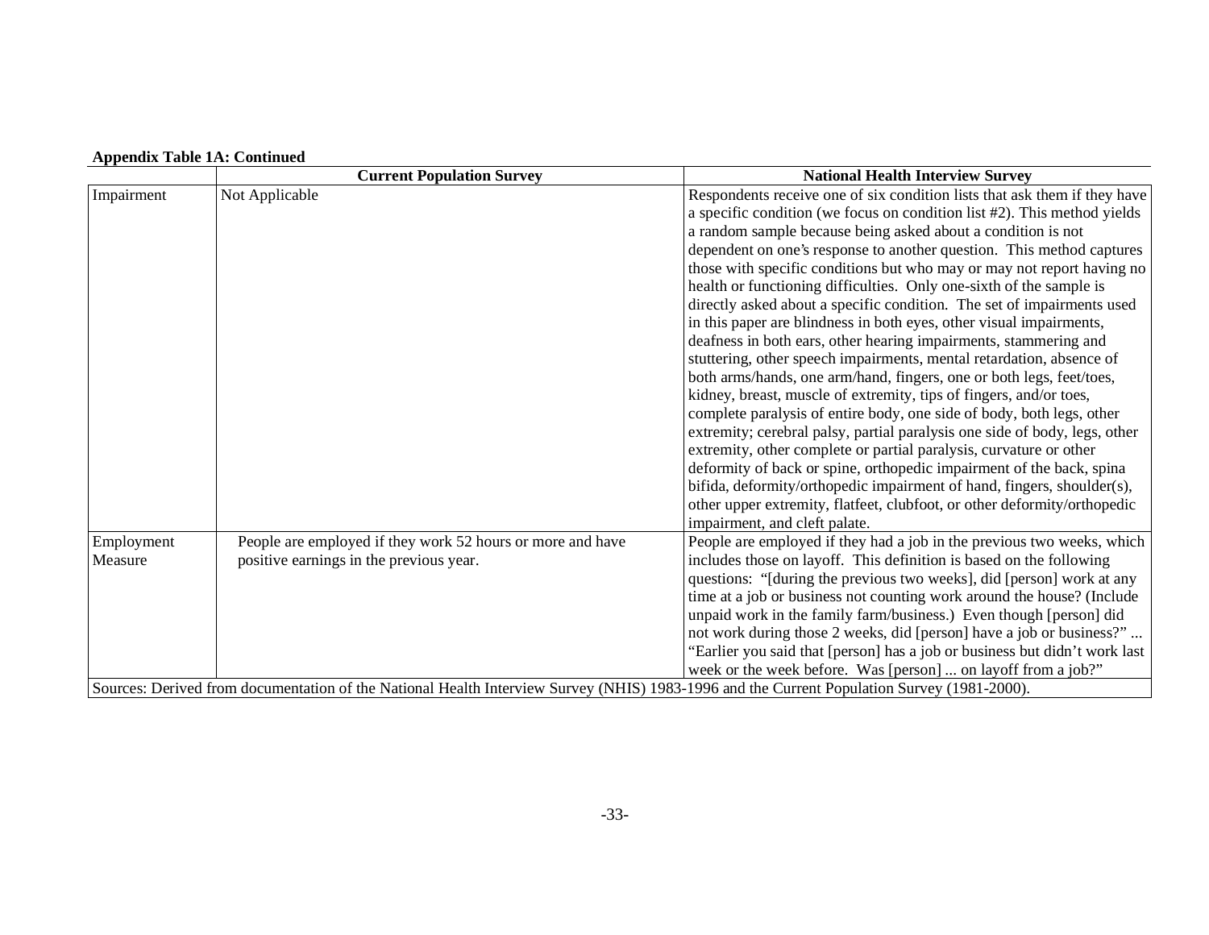**Appendix Table 1A: Continued**

| | Current Population Survey | National Health Interview Survey |
|---|---|---|
| Impairment | Not Applicable | Respondents receive one of six condition lists that ask them if they have a specific condition (we focus on condition list #2). This method yields a random sample because being asked about a condition is not dependent on one's response to another question. This method captures those with specific conditions but who may or may not report having no health or functioning difficulties. Only one-sixth of the sample is directly asked about a specific condition. The set of impairments used in this paper are blindness in both eyes, other visual impairments, deafness in both ears, other hearing impairments, stammering and stuttering, other speech impairments, mental retardation, absence of both arms/hands, one arm/hand, fingers, one or both legs, feet/toes, kidney, breast, muscle of extremity, tips of fingers, and/or toes, complete paralysis of entire body, one side of body, both legs, other extremity; cerebral palsy, partial paralysis one side of body, legs, other extremity, other complete or partial paralysis, curvature or other deformity of back or spine, orthopedic impairment of the back, spina bifida, deformity/orthopedic impairment of hand, fingers, shoulder(s), other upper extremity, flatfeet, clubfoot, or other deformity/orthopedic impairment, and cleft palate. |
| Employment Measure | People are employed if they work 52 hours or more and have positive earnings in the previous year. | People are employed if they had a job in the previous two weeks, which includes those on layoff. This definition is based on the following questions: "[during the previous two weeks], did [person] work at any time at a job or business not counting work around the house? (Include unpaid work in the family farm/business.) Even though [person] did not work during those 2 weeks, did [person] have a job or business?" ... "Earlier you said that [person] has a job or business but didn't work last week or the week before. Was [person] ... on layoff from a job?" |

Sources: Derived from documentation of the National Health Interview Survey (NHIS) 1983-1996 and the Current Population Survey (1981-2000).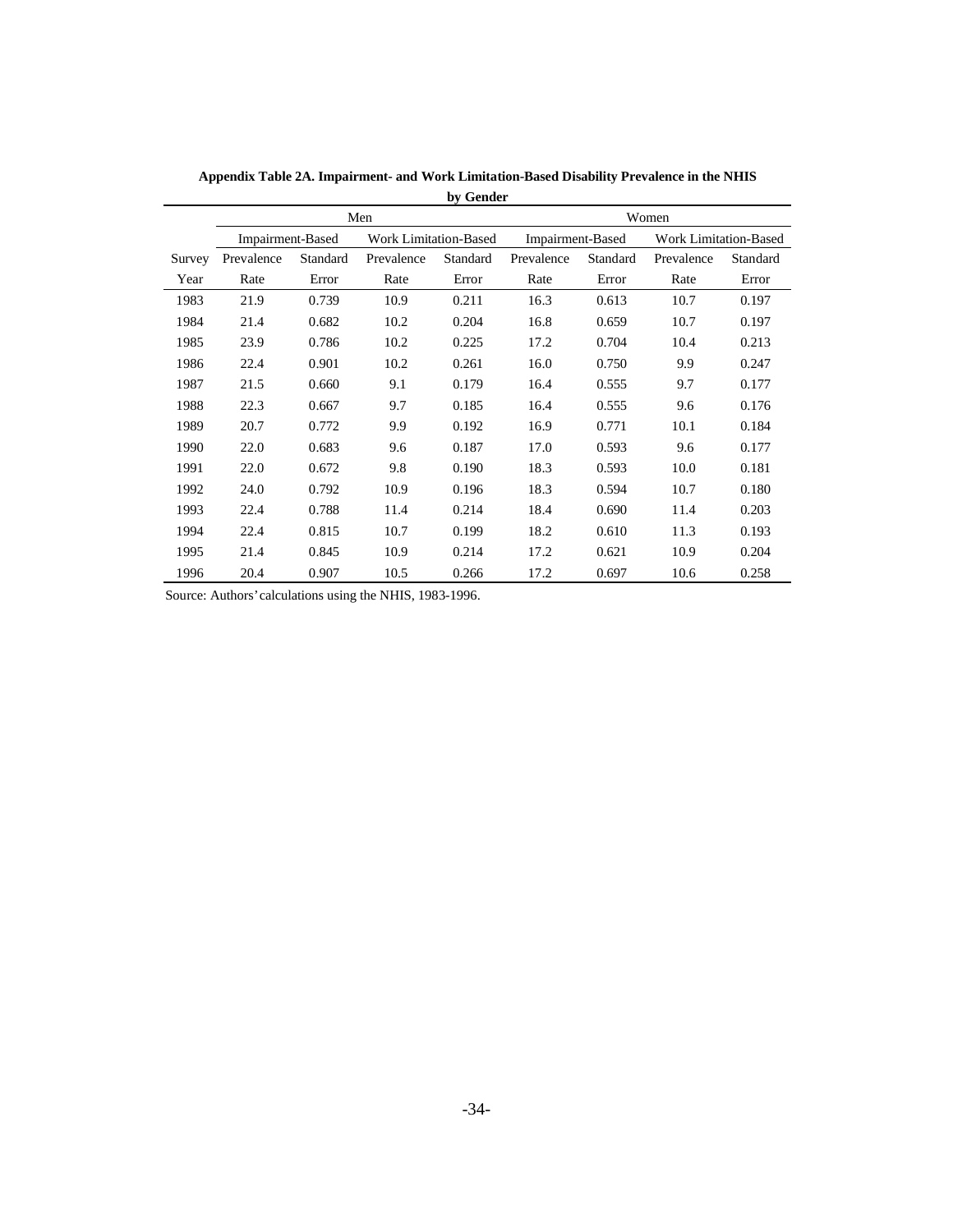**Appendix Table 2A. Impairment- and Work Limitation-Based Disability Prevalence in the NHIS by Gender**

| | Men | | | | Women | | | |
|---|---|---|---|---|---|---|---|---|
| | Impairment-Based | | Work Limitation-Based | | Impairment-Based | | Work Limitation-Based | |
| Survey Year | Prevalence Rate | Standard Error | Prevalence Rate | Standard Error | Prevalence Rate | Standard Error | Prevalence Rate | Standard Error |
| 1983 | 21.9 | 0.739 | 10.9 | 0.211 | 16.3 | 0.613 | 10.7 | 0.197 |
| 1984 | 21.4 | 0.682 | 10.2 | 0.204 | 16.8 | 0.659 | 10.7 | 0.197 |
| 1985 | 23.9 | 0.786 | 10.2 | 0.225 | 17.2 | 0.704 | 10.4 | 0.213 |
| 1986 | 22.4 | 0.901 | 10.2 | 0.261 | 16.0 | 0.750 | 9.9 | 0.247 |
| 1987 | 21.5 | 0.660 | 9.1 | 0.179 | 16.4 | 0.555 | 9.7 | 0.177 |
| 1988 | 22.3 | 0.667 | 9.7 | 0.185 | 16.4 | 0.555 | 9.6 | 0.176 |
| 1989 | 20.7 | 0.772 | 9.9 | 0.192 | 16.9 | 0.771 | 10.1 | 0.184 |
| 1990 | 22.0 | 0.683 | 9.6 | 0.187 | 17.0 | 0.593 | 9.6 | 0.177 |
| 1991 | 22.0 | 0.672 | 9.8 | 0.190 | 18.3 | 0.593 | 10.0 | 0.181 |
| 1992 | 24.0 | 0.792 | 10.9 | 0.196 | 18.3 | 0.594 | 10.7 | 0.180 |
| 1993 | 22.4 | 0.788 | 11.4 | 0.214 | 18.4 | 0.690 | 11.4 | 0.203 |
| 1994 | 22.4 | 0.815 | 10.7 | 0.199 | 18.2 | 0.610 | 11.3 | 0.193 |
| 1995 | 21.4 | 0.845 | 10.9 | 0.214 | 17.2 | 0.621 | 10.9 | 0.204 |
| 1996 | 20.4 | 0.907 | 10.5 | 0.266 | 17.2 | 0.697 | 10.6 | 0.258 |

Source: Authors' calculations using the NHIS, 1983-1996.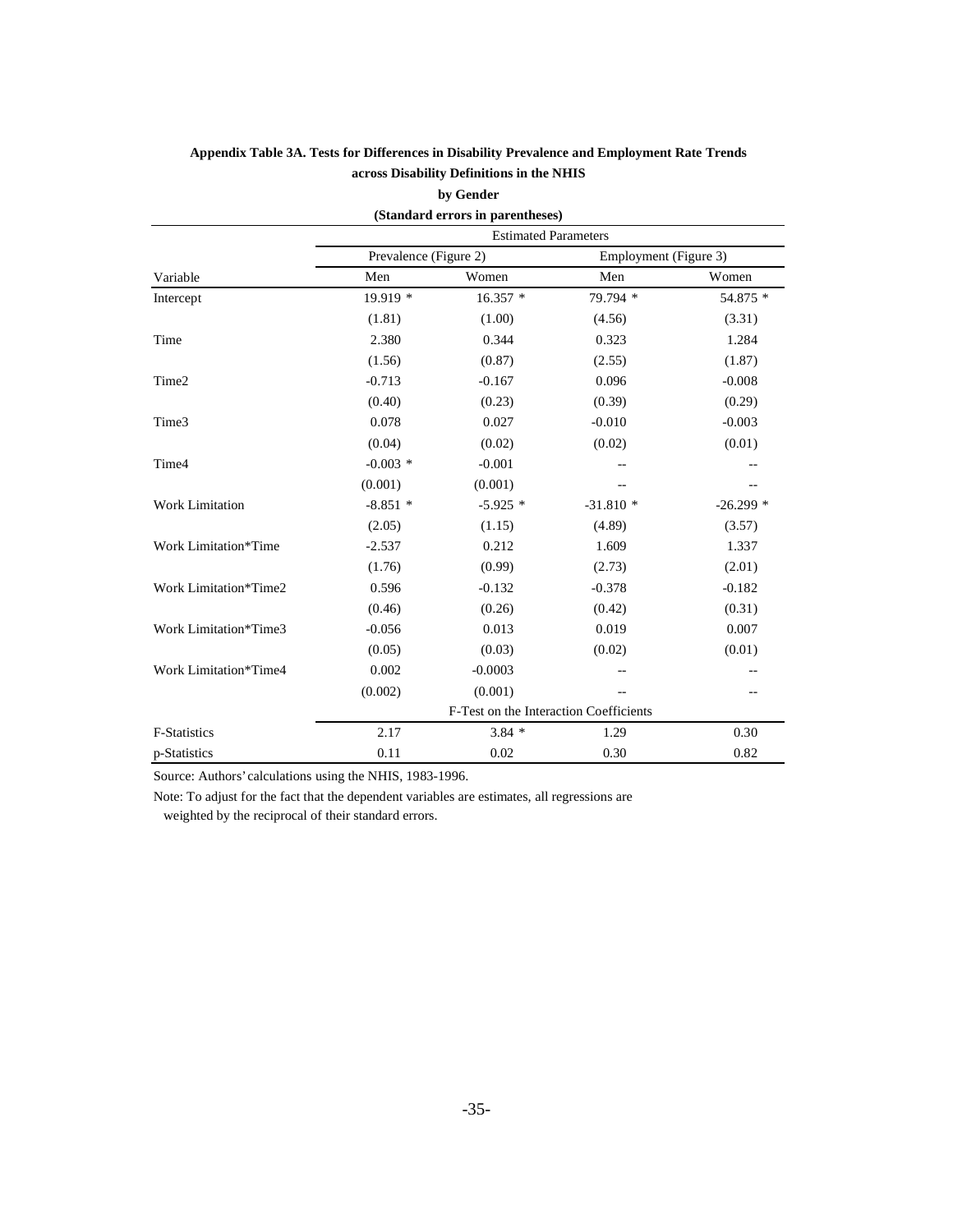**Appendix Table 3A. Tests for Differences in Disability Prevalence and Employment Rate Trends across Disability Definitions in the NHIS**

**by Gender**

**(Standard errors in parentheses)**

| | Estimated Parameters | | | |
|---|---|---|---|---|
| | Prevalence (Figure 2) | | Employment (Figure 3) | |
| Variable | Men | Women | Men | Women |
| Intercept | 19.919 * | 16.357 * | 79.794 * | 54.875 * |
| | (1.81) | (1.00) | (4.56) | (3.31) |
| Time | 2.380 | 0.344 | 0.323 | 1.284 |
| | (1.56) | (0.87) | (2.55) | (1.87) |
| Time2 | -0.713 | -0.167 | 0.096 | -0.008 |
| | (0.40) | (0.23) | (0.39) | (0.29) |
| Time3 | 0.078 | 0.027 | -0.010 | -0.003 |
| | (0.04) | (0.02) | (0.02) | (0.01) |
| Time4 | -0.003 * | -0.001 | -- | -- |
| | (0.001) | (0.001) | -- | -- |
| Work Limitation | -8.851 * | -5.925 * | -31.810 * | -26.299 * |
| | (2.05) | (1.15) | (4.89) | (3.57) |
| Work Limitation*Time | -2.537 | 0.212 | 1.609 | 1.337 |
| | (1.76) | (0.99) | (2.73) | (2.01) |
| Work Limitation*Time2 | 0.596 | -0.132 | -0.378 | -0.182 |
| | (0.46) | (0.26) | (0.42) | (0.31) |
| Work Limitation*Time3 | -0.056 | 0.013 | 0.019 | 0.007 |
| | (0.05) | (0.03) | (0.02) | (0.01) |
| Work Limitation*Time4 | 0.002 | -0.0003 | -- | -- |
| | (0.002) | (0.001) | -- | -- |
| | F-Test on the Interaction Coefficients | | | |
| F-Statistics | 2.17 | 3.84 * | 1.29 | 0.30 |
| p-Statistics | 0.11 | 0.02 | 0.30 | 0.82 |

Source: Authors' calculations using the NHIS, 1983-1996.

Note: To adjust for the fact that the dependent variables are estimates, all regressions are weighted by the reciprocal of their standard errors.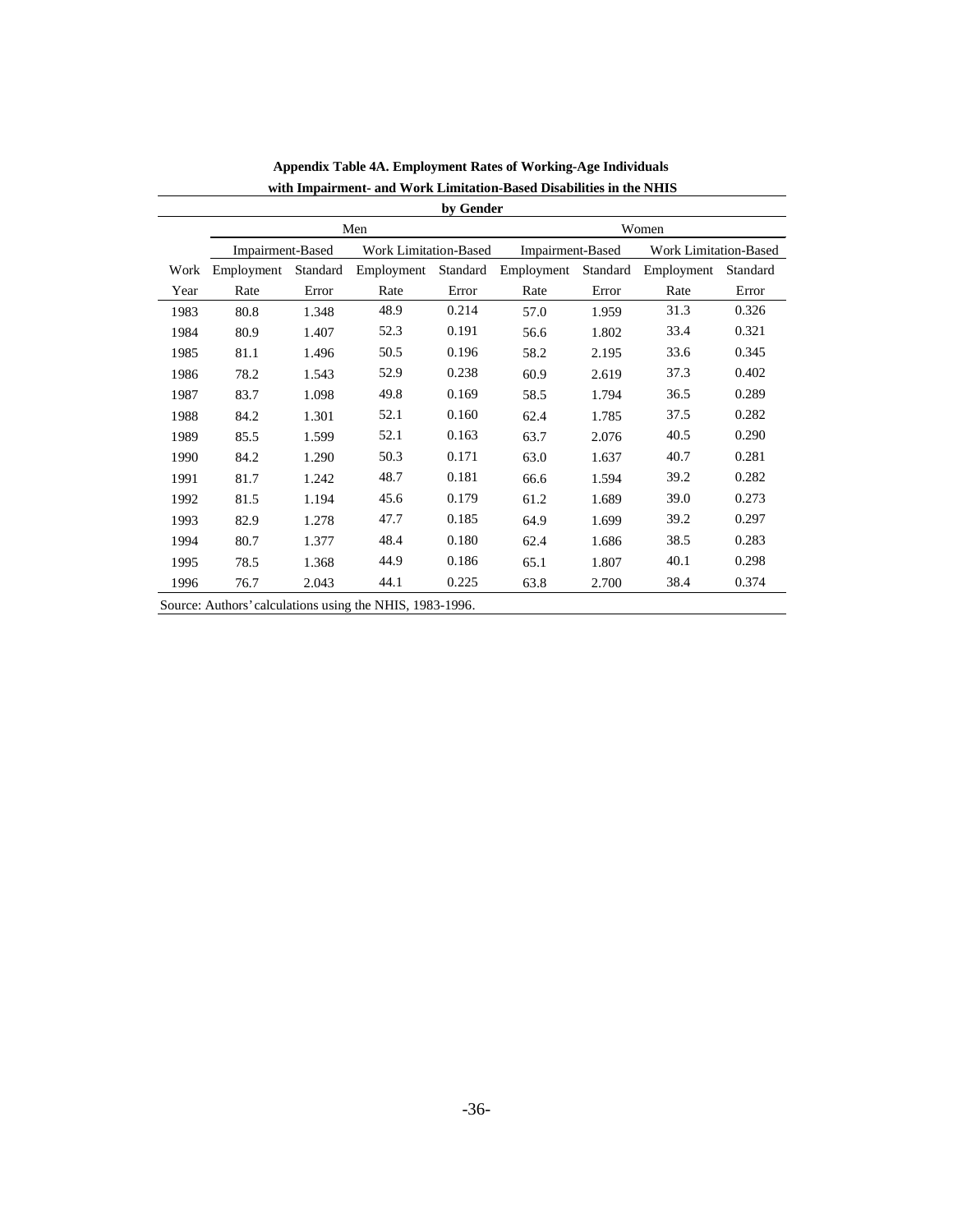**Appendix Table 4A. Employment Rates of Working-Age Individuals with Impairment- and Work Limitation-Based Disabilities in the NHIS by Gender**

| | Men | | | | Women | | | |
|---|---|---|---|---|---|---|---|---|
| | Impairment-Based | | Work Limitation-Based | | Impairment-Based | | Work Limitation-Based | |
| Work Year | Employment Rate | Standard Error | Employment Rate | Standard Error | Employment Rate | Standard Error | Employment Rate | Standard Error |
| 1983 | 80.8 | 1.348 | 48.9 | 0.214 | 57.0 | 1.959 | 31.3 | 0.326 |
| 1984 | 80.9 | 1.407 | 52.3 | 0.191 | 56.6 | 1.802 | 33.4 | 0.321 |
| 1985 | 81.1 | 1.496 | 50.5 | 0.196 | 58.2 | 2.195 | 33.6 | 0.345 |
| 1986 | 78.2 | 1.543 | 52.9 | 0.238 | 60.9 | 2.619 | 37.3 | 0.402 |
| 1987 | 83.7 | 1.098 | 49.8 | 0.169 | 58.5 | 1.794 | 36.5 | 0.289 |
| 1988 | 84.2 | 1.301 | 52.1 | 0.160 | 62.4 | 1.785 | 37.5 | 0.282 |
| 1989 | 85.5 | 1.599 | 52.1 | 0.163 | 63.7 | 2.076 | 40.5 | 0.290 |
| 1990 | 84.2 | 1.290 | 50.3 | 0.171 | 63.0 | 1.637 | 40.7 | 0.281 |
| 1991 | 81.7 | 1.242 | 48.7 | 0.181 | 66.6 | 1.594 | 39.2 | 0.282 |
| 1992 | 81.5 | 1.194 | 45.6 | 0.179 | 61.2 | 1.689 | 39.0 | 0.273 |
| 1993 | 82.9 | 1.278 | 47.7 | 0.185 | 64.9 | 1.699 | 39.2 | 0.297 |
| 1994 | 80.7 | 1.377 | 48.4 | 0.180 | 62.4 | 1.686 | 38.5 | 0.283 |
| 1995 | 78.5 | 1.368 | 44.9 | 0.186 | 65.1 | 1.807 | 40.1 | 0.298 |
| 1996 | 76.7 | 2.043 | 44.1 | 0.225 | 63.8 | 2.700 | 38.4 | 0.374 |

Source: Authors' calculations using the NHIS, 1983-1996.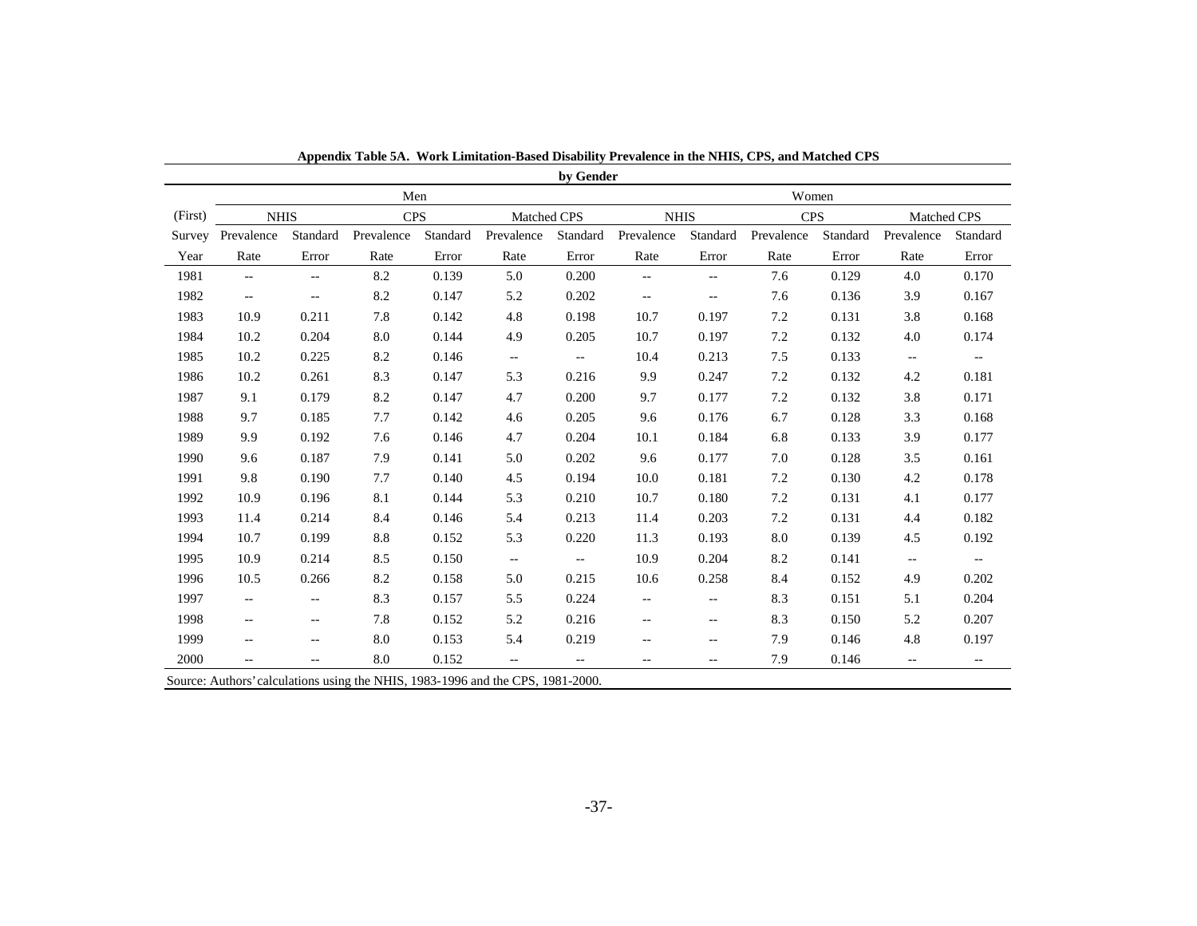**Appendix Table 5A. Work Limitation-Based Disability Prevalence in the NHIS, CPS, and Matched CPS by Gender**

| (First) | Men | | | | | | Women | | | | | |
|---|---|---|---|---|---|---|---|---|---|---|---|---|
| | NHIS | | CPS | | Matched CPS | | NHIS | | CPS | | Matched CPS | |
| Survey Year | Prevalence Rate | Standard Error | Prevalence Rate | Standard Error | Prevalence Rate | Standard Error | Prevalence Rate | Standard Error | Prevalence Rate | Standard Error | Prevalence Rate | Standard Error |
| 1981 | -- | -- | 8.2 | 0.139 | 5.0 | 0.200 | -- | -- | 7.6 | 0.129 | 4.0 | 0.170 |
| 1982 | -- | -- | 8.2 | 0.147 | 5.2 | 0.202 | -- | -- | 7.6 | 0.136 | 3.9 | 0.167 |
| 1983 | 10.9 | 0.211 | 7.8 | 0.142 | 4.8 | 0.198 | 10.7 | 0.197 | 7.2 | 0.131 | 3.8 | 0.168 |
| 1984 | 10.2 | 0.204 | 8.0 | 0.144 | 4.9 | 0.205 | 10.7 | 0.197 | 7.2 | 0.132 | 4.0 | 0.174 |
| 1985 | 10.2 | 0.225 | 8.2 | 0.146 | -- | -- | 10.4 | 0.213 | 7.5 | 0.133 | -- | -- |
| 1986 | 10.2 | 0.261 | 8.3 | 0.147 | 5.3 | 0.216 | 9.9 | 0.247 | 7.2 | 0.132 | 4.2 | 0.181 |
| 1987 | 9.1 | 0.179 | 8.2 | 0.147 | 4.7 | 0.200 | 9.7 | 0.177 | 7.2 | 0.132 | 3.8 | 0.171 |
| 1988 | 9.7 | 0.185 | 7.7 | 0.142 | 4.6 | 0.205 | 9.6 | 0.176 | 6.7 | 0.128 | 3.3 | 0.168 |
| 1989 | 9.9 | 0.192 | 7.6 | 0.146 | 4.7 | 0.204 | 10.1 | 0.184 | 6.8 | 0.133 | 3.9 | 0.177 |
| 1990 | 9.6 | 0.187 | 7.9 | 0.141 | 5.0 | 0.202 | 9.6 | 0.177 | 7.0 | 0.128 | 3.5 | 0.161 |
| 1991 | 9.8 | 0.190 | 7.7 | 0.140 | 4.5 | 0.194 | 10.0 | 0.181 | 7.2 | 0.130 | 4.2 | 0.178 |
| 1992 | 10.9 | 0.196 | 8.1 | 0.144 | 5.3 | 0.210 | 10.7 | 0.180 | 7.2 | 0.131 | 4.1 | 0.177 |
| 1993 | 11.4 | 0.214 | 8.4 | 0.146 | 5.4 | 0.213 | 11.4 | 0.203 | 7.2 | 0.131 | 4.4 | 0.182 |
| 1994 | 10.7 | 0.199 | 8.8 | 0.152 | 5.3 | 0.220 | 11.3 | 0.193 | 8.0 | 0.139 | 4.5 | 0.192 |
| 1995 | 10.9 | 0.214 | 8.5 | 0.150 | -- | -- | 10.9 | 0.204 | 8.2 | 0.141 | -- | -- |
| 1996 | 10.5 | 0.266 | 8.2 | 0.158 | 5.0 | 0.215 | 10.6 | 0.258 | 8.4 | 0.152 | 4.9 | 0.202 |
| 1997 | -- | -- | 8.3 | 0.157 | 5.5 | 0.224 | -- | -- | 8.3 | 0.151 | 5.1 | 0.204 |
| 1998 | -- | -- | 7.8 | 0.152 | 5.2 | 0.216 | -- | -- | 8.3 | 0.150 | 5.2 | 0.207 |
| 1999 | -- | -- | 8.0 | 0.153 | 5.4 | 0.219 | -- | -- | 7.9 | 0.146 | 4.8 | 0.197 |
| 2000 | -- | -- | 8.0 | 0.152 | -- | -- | -- | -- | 7.9 | 0.146 | -- | -- |

Source: Authors' calculations using the NHIS, 1983-1996 and the CPS, 1981-2000.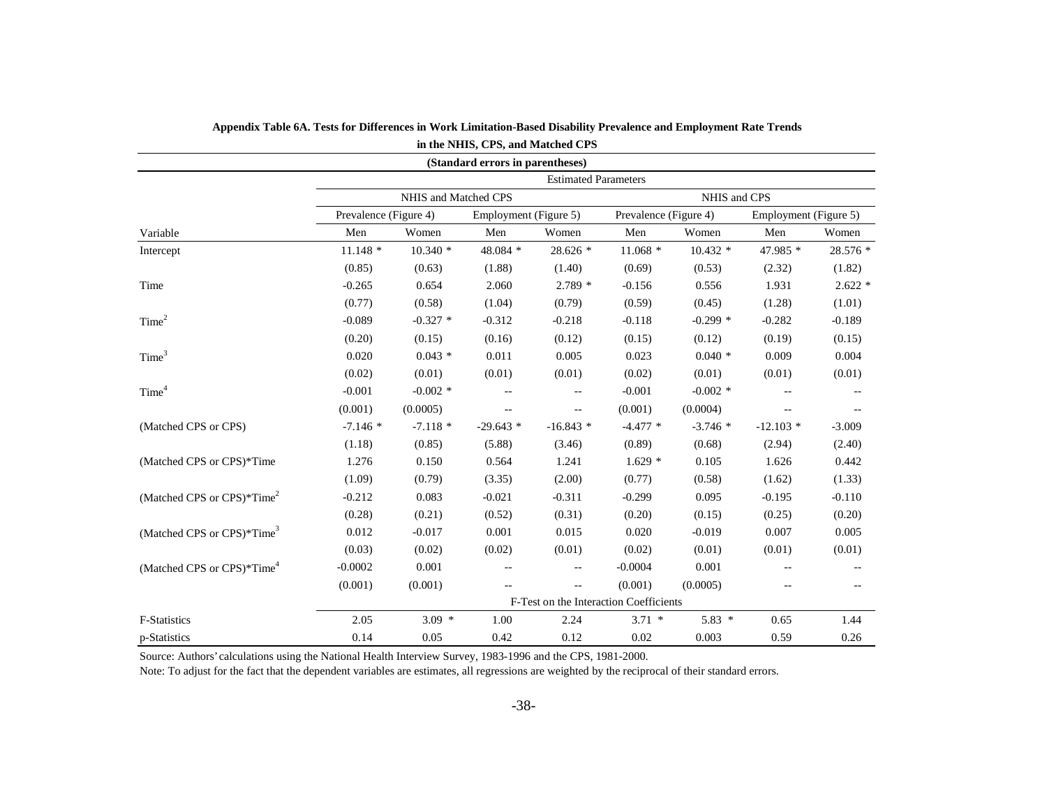**Appendix Table 6A. Tests for Differences in Work Limitation-Based Disability Prevalence and Employment Rate Trends in the NHIS, CPS, and Matched CPS**

**(Standard errors in parentheses)**

| | Estimated Parameters | | | | | | | |
|---|---|---|---|---|---|---|---|---|
| | NHIS and Matched CPS | | | | NHIS and CPS | | | |
| | Prevalence (Figure 4) | | Employment (Figure 5) | | Prevalence (Figure 4) | | Employment (Figure 5) | |
| Variable | Men | Women | Men | Women | Men | Women | Men | Women |
| Intercept | 11.148 * | 10.340 * | 48.084 * | 28.626 * | 11.068 * | 10.432 * | 47.985 * | 28.576 * |
| | (0.85) | (0.63) | (1.88) | (1.40) | (0.69) | (0.53) | (2.32) | (1.82) |
| Time | -0.265 | 0.654 | 2.060 | 2.789 * | -0.156 | 0.556 | 1.931 | 2.622 * |
| | (0.77) | (0.58) | (1.04) | (0.79) | (0.59) | (0.45) | (1.28) | (1.01) |
| $Time^2$ | -0.089 | -0.327 * | -0.312 | -0.218 | -0.118 | -0.299 * | -0.282 | -0.189 |
| | (0.20) | (0.15) | (0.16) | (0.12) | (0.15) | (0.12) | (0.19) | (0.15) |
| $Time^3$ | 0.020 | 0.043 * | 0.011 | 0.005 | 0.023 | 0.040 * | 0.009 | 0.004 |
| | (0.02) | (0.01) | (0.01) | (0.01) | (0.02) | (0.01) | (0.01) | (0.01) |
| $Time^4$ | -0.001 | -0.002 * | -- | -- | -0.001 | -0.002 * | -- | -- |
| | (0.001) | (0.0005) | -- | -- | (0.001) | (0.0004) | -- | -- |
| (Matched CPS or CPS) | -7.146 * | -7.118 * | -29.643 * | -16.843 * | -4.477 * | -3.746 * | -12.103 * | -3.009 |
| | (1.18) | (0.85) | (5.88) | (3.46) | (0.89) | (0.68) | (2.94) | (2.40) |
| (Matched CPS or CPS)*Time | 1.276 | 0.150 | 0.564 | 1.241 | 1.629 * | 0.105 | 1.626 | 0.442 |
| | (1.09) | (0.79) | (3.35) | (2.00) | (0.77) | (0.58) | (1.62) | (1.33) |
| (Matched CPS or CPS)*$Time^2$ | -0.212 | 0.083 | -0.021 | -0.311 | -0.299 | 0.095 | -0.195 | -0.110 |
| | (0.28) | (0.21) | (0.52) | (0.31) | (0.20) | (0.15) | (0.25) | (0.20) |
| (Matched CPS or CPS)*$Time^3$ | 0.012 | -0.017 | 0.001 | 0.015 | 0.020 | -0.019 | 0.007 | 0.005 |
| | (0.03) | (0.02) | (0.02) | (0.01) | (0.02) | (0.01) | (0.01) | (0.01) |
| (Matched CPS or CPS)*$Time^4$ | -0.0002 | 0.001 | -- | -- | -0.0004 | 0.001 | -- | -- |
| | (0.001) | (0.001) | -- | -- | (0.001) | (0.0005) | -- | -- |
| | F-Test on the Interaction Coefficients | | | | | | | |
| F-Statistics | 2.05 | 3.09 * | 1.00 | 2.24 | 3.71 * | 5.83 * | 0.65 | 1.44 |
| p-Statistics | 0.14 | 0.05 | 0.42 | 0.12 | 0.02 | 0.003 | 0.59 | 0.26 |

Source: Authors' calculations using the National Health Interview Survey, 1983-1996 and the CPS, 1981-2000.

Note: To adjust for the fact that the dependent variables are estimates, all regressions are weighted by the reciprocal of their standard errors.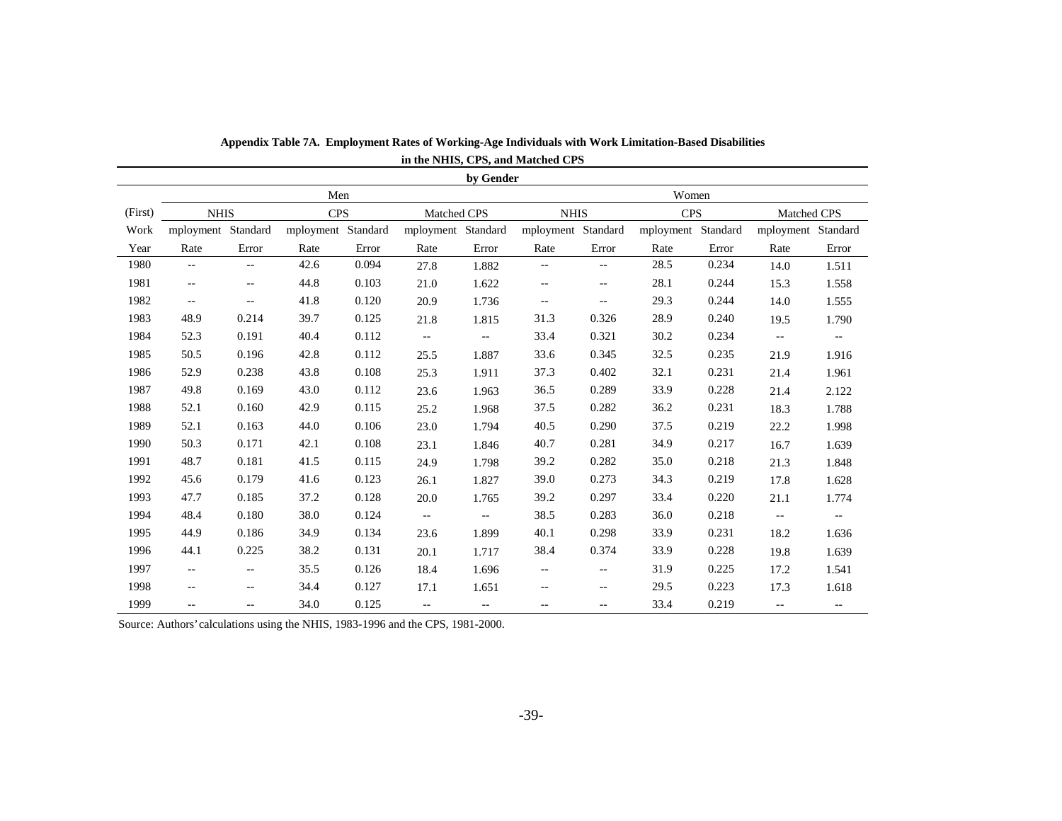**Appendix Table 7A. Employment Rates of Working-Age Individuals with Work Limitation-Based Disabilities in the NHIS, CPS, and Matched CPS**

**by Gender**

| (First) | Men | | | | | | Women | | | | | |
|---|---|---|---|---|---|---|---|---|---|---|---|---|
| Work | NHIS | | CPS | | Matched CPS | | NHIS | | CPS | | Matched CPS | |
| Year | mployment Rate | Standard Error | mployment Rate | Standard Error | mployment Rate | Standard Error | mployment Rate | Standard Error | mployment Rate | Standard Error | mployment Rate | Standard Error |
| 1980 | -- | -- | 42.6 | 0.094 | 27.8 | 1.882 | -- | -- | 28.5 | 0.234 | 14.0 | 1.511 |
| 1981 | -- | -- | 44.8 | 0.103 | 21.0 | 1.622 | -- | -- | 28.1 | 0.244 | 15.3 | 1.558 |
| 1982 | -- | -- | 41.8 | 0.120 | 20.9 | 1.736 | -- | -- | 29.3 | 0.244 | 14.0 | 1.555 |
| 1983 | 48.9 | 0.214 | 39.7 | 0.125 | 21.8 | 1.815 | 31.3 | 0.326 | 28.9 | 0.240 | 19.5 | 1.790 |
| 1984 | 52.3 | 0.191 | 40.4 | 0.112 | -- | -- | 33.4 | 0.321 | 30.2 | 0.234 | -- | -- |
| 1985 | 50.5 | 0.196 | 42.8 | 0.112 | 25.5 | 1.887 | 33.6 | 0.345 | 32.5 | 0.235 | 21.9 | 1.916 |
| 1986 | 52.9 | 0.238 | 43.8 | 0.108 | 25.3 | 1.911 | 37.3 | 0.402 | 32.1 | 0.231 | 21.4 | 1.961 |
| 1987 | 49.8 | 0.169 | 43.0 | 0.112 | 23.6 | 1.963 | 36.5 | 0.289 | 33.9 | 0.228 | 21.4 | 2.122 |
| 1988 | 52.1 | 0.160 | 42.9 | 0.115 | 25.2 | 1.968 | 37.5 | 0.282 | 36.2 | 0.231 | 18.3 | 1.788 |
| 1989 | 52.1 | 0.163 | 44.0 | 0.106 | 23.0 | 1.794 | 40.5 | 0.290 | 37.5 | 0.219 | 22.2 | 1.998 |
| 1990 | 50.3 | 0.171 | 42.1 | 0.108 | 23.1 | 1.846 | 40.7 | 0.281 | 34.9 | 0.217 | 16.7 | 1.639 |
| 1991 | 48.7 | 0.181 | 41.5 | 0.115 | 24.9 | 1.798 | 39.2 | 0.282 | 35.0 | 0.218 | 21.3 | 1.848 |
| 1992 | 45.6 | 0.179 | 41.6 | 0.123 | 26.1 | 1.827 | 39.0 | 0.273 | 34.3 | 0.219 | 17.8 | 1.628 |
| 1993 | 47.7 | 0.185 | 37.2 | 0.128 | 20.0 | 1.765 | 39.2 | 0.297 | 33.4 | 0.220 | 21.1 | 1.774 |
| 1994 | 48.4 | 0.180 | 38.0 | 0.124 | -- | -- | 38.5 | 0.283 | 36.0 | 0.218 | -- | -- |
| 1995 | 44.9 | 0.186 | 34.9 | 0.134 | 23.6 | 1.899 | 40.1 | 0.298 | 33.9 | 0.231 | 18.2 | 1.636 |
| 1996 | 44.1 | 0.225 | 38.2 | 0.131 | 20.1 | 1.717 | 38.4 | 0.374 | 33.9 | 0.228 | 19.8 | 1.639 |
| 1997 | -- | -- | 35.5 | 0.126 | 18.4 | 1.696 | -- | -- | 31.9 | 0.225 | 17.2 | 1.541 |
| 1998 | -- | -- | 34.4 | 0.127 | 17.1 | 1.651 | -- | -- | 29.5 | 0.223 | 17.3 | 1.618 |
| 1999 | -- | -- | 34.0 | 0.125 | -- | -- | -- | -- | 33.4 | 0.219 | -- | -- |

Source: Authors' calculations using the NHIS, 1983-1996 and the CPS, 1981-2000.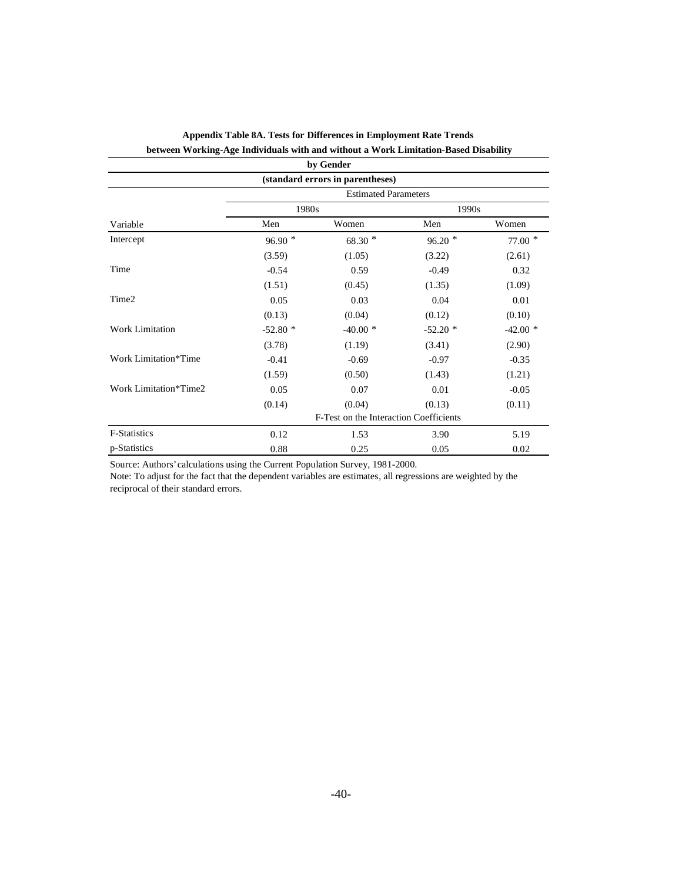**Appendix Table 8A. Tests for Differences in Employment Rate Trends between Working-Age Individuals with and without a Work Limitation-Based Disability by Gender**

**(standard errors in parentheses)**

| | Estimated Parameters | | | |
|---|---|---|---|---|
| | 1980s | | 1990s | |
| Variable | Men | Women | Men | Women |
| Intercept | 96.90 * | 68.30 * | 96.20 * | 77.00 * |
| | (3.59) | (1.05) | (3.22) | (2.61) |
| Time | -0.54 | 0.59 | -0.49 | 0.32 |
| | (1.51) | (0.45) | (1.35) | (1.09) |
| Time2 | 0.05 | 0.03 | 0.04 | 0.01 |
| | (0.13) | (0.04) | (0.12) | (0.10) |
| Work Limitation | -52.80 * | -40.00 * | -52.20 * | -42.00 * |
| | (3.78) | (1.19) | (3.41) | (2.90) |
| Work Limitation*Time | -0.41 | -0.69 | -0.97 | -0.35 |
| | (1.59) | (0.50) | (1.43) | (1.21) |
| Work Limitation*Time2 | 0.05 | 0.07 | 0.01 | -0.05 |
| | (0.14) | (0.04) | (0.13) | (0.11) |
| | F-Test on the Interaction Coefficients | | | |
| F-Statistics | 0.12 | 1.53 | 3.90 | 5.19 |
| p-Statistics | 0.88 | 0.25 | 0.05 | 0.02 |

Source: Authors' calculations using the Current Population Survey, 1981-2000.

Note: To adjust for the fact that the dependent variables are estimates, all regressions are weighted by the reciprocal of their standard errors.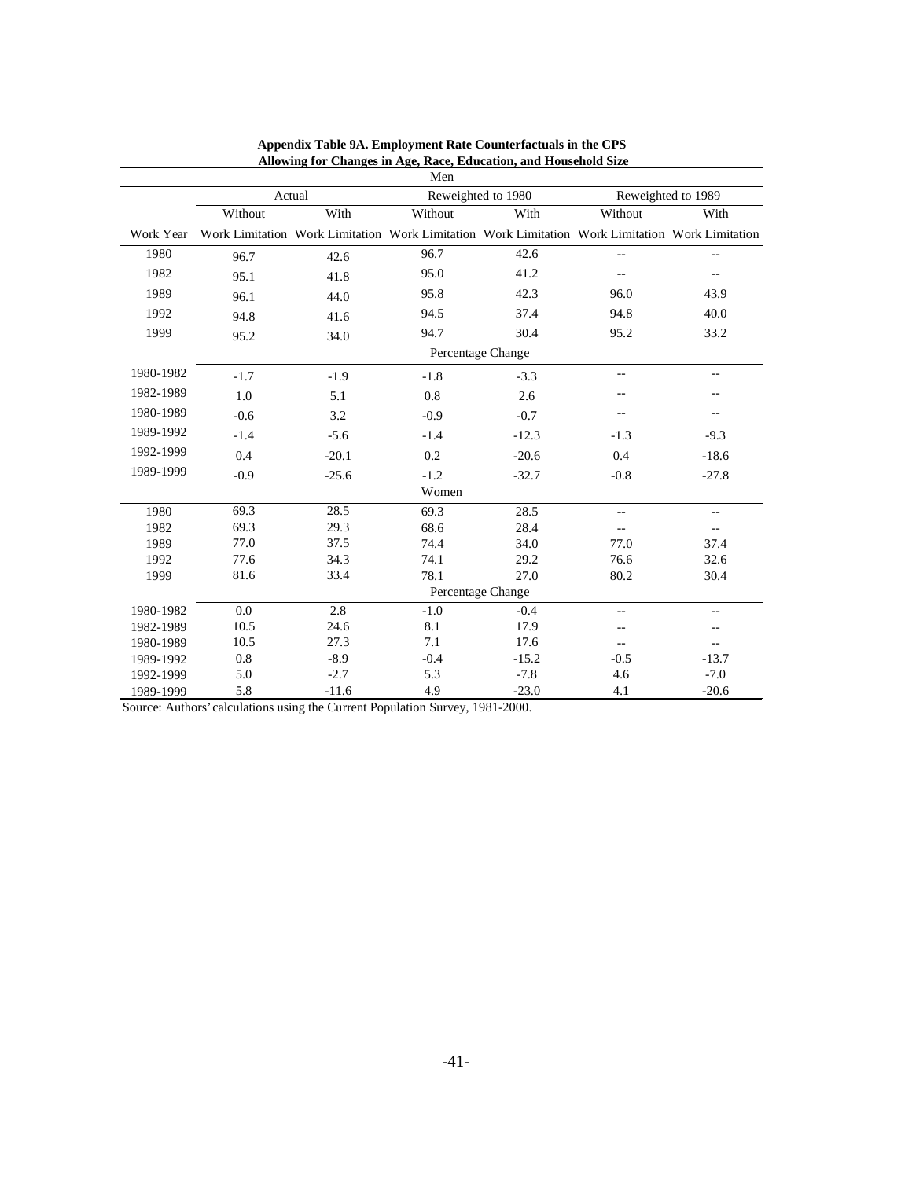**Appendix Table 9A. Employment Rate Counterfactuals in the CPS Allowing for Changes in Age, Race, Education, and Household Size**

| | Actual | | Reweighted to 1980 | | Reweighted to 1989 | |
|---|---|---|---|---|---|---|
| Work Year | Without Work Limitation | With Work Limitation | Without Work Limitation | With Work Limitation | Without Work Limitation | With Work Limitation |
| **Men** | | | | | | |
| 1980 | 96.7 | 42.6 | 96.7 | 42.6 | -- | -- |
| 1982 | 95.1 | 41.8 | 95.0 | 41.2 | -- | -- |
| 1989 | 96.1 | 44.0 | 95.8 | 42.3 | 96.0 | 43.9 |
| 1992 | 94.8 | 41.6 | 94.5 | 37.4 | 94.8 | 40.0 |
| 1999 | 95.2 | 34.0 | 94.7 | 30.4 | 95.2 | 33.2 |
| **Percentage Change** | | | | | | |
| 1980-1982 | -1.7 | -1.9 | -1.8 | -3.3 | -- | -- |
| 1982-1989 | 1.0 | 5.1 | 0.8 | 2.6 | -- | -- |
| 1980-1989 | -0.6 | 3.2 | -0.9 | -0.7 | -- | -- |
| 1989-1992 | -1.4 | -5.6 | -1.4 | -12.3 | -1.3 | -9.3 |
| 1992-1999 | 0.4 | -20.1 | 0.2 | -20.6 | 0.4 | -18.6 |
| 1989-1999 | -0.9 | -25.6 | -1.2 | -32.7 | -0.8 | -27.8 |
| **Women** | | | | | | |
| 1980 | 69.3 | 28.5 | 69.3 | 28.5 | -- | -- |
| 1982 | 69.3 | 29.3 | 68.6 | 28.4 | -- | -- |
| 1989 | 77.0 | 37.5 | 74.4 | 34.0 | 77.0 | 37.4 |
| 1992 | 77.6 | 34.3 | 74.1 | 29.2 | 76.6 | 32.6 |
| 1999 | 81.6 | 33.4 | 78.1 | 27.0 | 80.2 | 30.4 |
| **Percentage Change** | | | | | | |
| 1980-1982 | 0.0 | 2.8 | -1.0 | -0.4 | -- | -- |
| 1982-1989 | 10.5 | 24.6 | 8.1 | 17.9 | -- | -- |
| 1980-1989 | 10.5 | 27.3 | 7.1 | 17.6 | -- | -- |
| 1989-1992 | 0.8 | -8.9 | -0.4 | -15.2 | -0.5 | -13.7 |
| 1992-1999 | 5.0 | -2.7 | 5.3 | -7.8 | 4.6 | -7.0 |
| 1989-1999 | 5.8 | -11.6 | 4.9 | -23.0 | 4.1 | -20.6 |

Source: Authors' calculations using the Current Population Survey, 1981-2000.